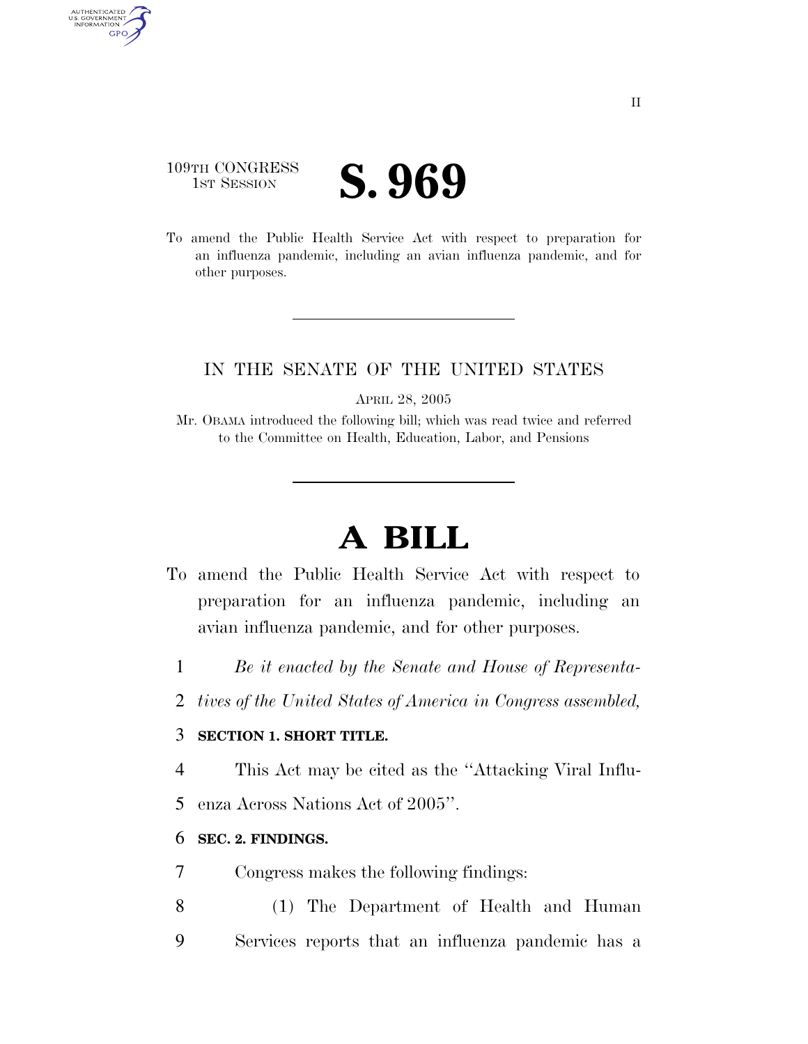109TH CONGRESS
1ST SESSION

# S. 969

To amend the Public Health Service Act with respect to preparation for an influenza pandemic, including an avian influenza pandemic, and for other purposes.

---

IN THE SENATE OF THE UNITED STATES

APRIL 28, 2005

Mr. OBAMA introduced the following bill; which was read twice and referred to the Committee on Health, Education, Labor, and Pensions

---

# A BILL

To amend the Public Health Service Act with respect to preparation for an influenza pandemic, including an avian influenza pandemic, and for other purposes.

1 *Be it enacted by the Senate and House of Representa-*
2 *tives of the United States of America in Congress assembled,*

3 **SECTION 1. SHORT TITLE.**

4 This Act may be cited as the ''Attacking Viral Influ-
5 enza Across Nations Act of 2005''.

6 **SEC. 2. FINDINGS.**

7 Congress makes the following findings:

8 (1) The Department of Health and Human
9 Services reports that an influenza pandemic has a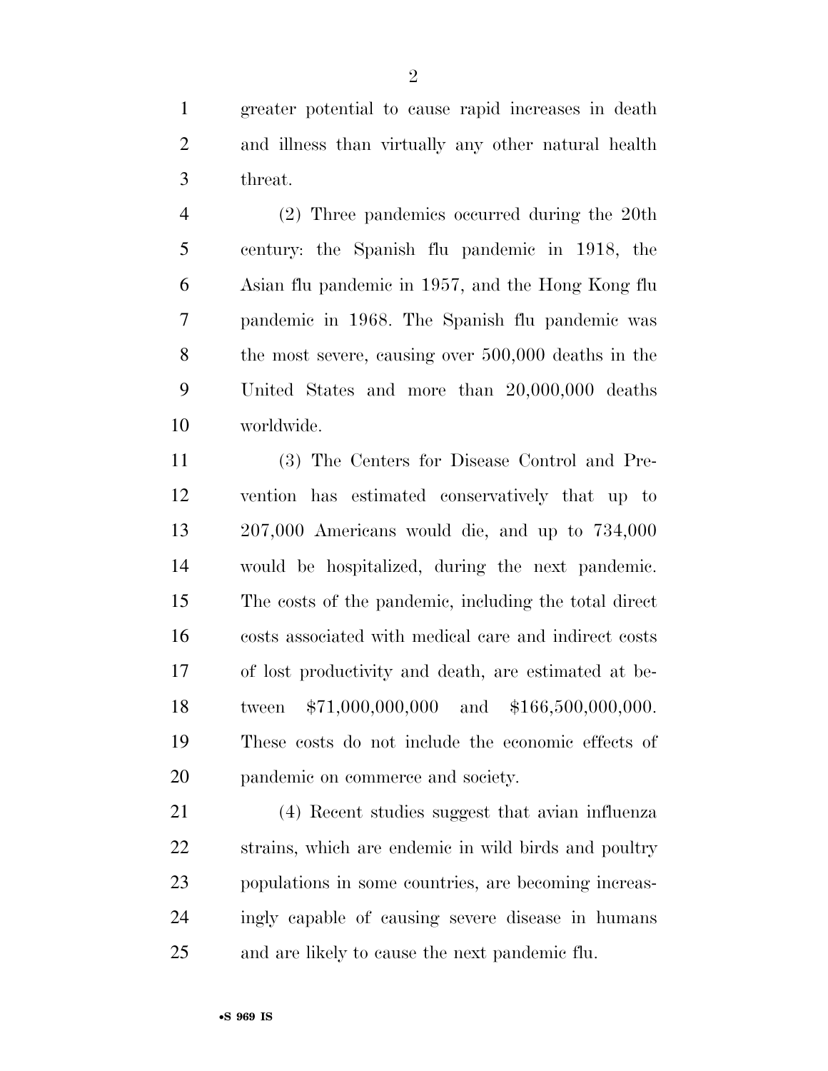greater potential to cause rapid increases in death and illness than virtually any other natural health threat.

(2) Three pandemics occurred during the 20th century: the Spanish flu pandemic in 1918, the Asian flu pandemic in 1957, and the Hong Kong flu pandemic in 1968. The Spanish flu pandemic was the most severe, causing over 500,000 deaths in the United States and more than 20,000,000 deaths worldwide.

(3) The Centers for Disease Control and Prevention has estimated conservatively that up to 207,000 Americans would die, and up to 734,000 would be hospitalized, during the next pandemic. The costs of the pandemic, including the total direct costs associated with medical care and indirect costs of lost productivity and death, are estimated at between $71,000,000,000 and $166,500,000,000. These costs do not include the economic effects of pandemic on commerce and society.

(4) Recent studies suggest that avian influenza strains, which are endemic in wild birds and poultry populations in some countries, are becoming increasingly capable of causing severe disease in humans and are likely to cause the next pandemic flu.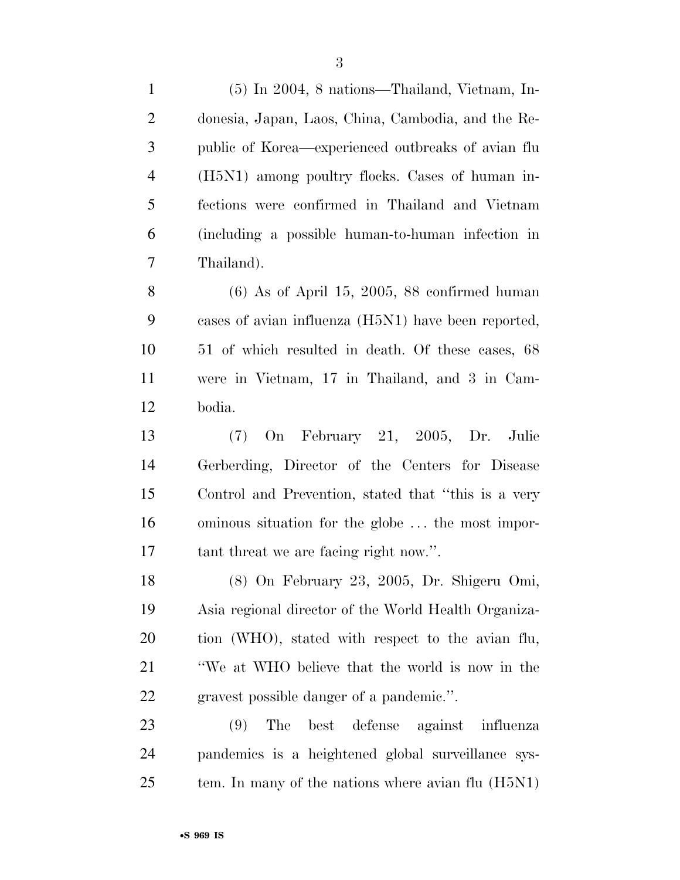(5) In 2004, 8 nations—Thailand, Vietnam, Indonesia, Japan, Laos, China, Cambodia, and the Republic of Korea—experienced outbreaks of avian flu (H5N1) among poultry flocks. Cases of human infections were confirmed in Thailand and Vietnam (including a possible human-to-human infection in Thailand).

(6) As of April 15, 2005, 88 confirmed human cases of avian influenza (H5N1) have been reported, 51 of which resulted in death. Of these cases, 68 were in Vietnam, 17 in Thailand, and 3 in Cambodia.

(7) On February 21, 2005, Dr. Julie Gerberding, Director of the Centers for Disease Control and Prevention, stated that "this is a very ominous situation for the globe … the most important threat we are facing right now.".

(8) On February 23, 2005, Dr. Shigeru Omi, Asia regional director of the World Health Organization (WHO), stated with respect to the avian flu, "We at WHO believe that the world is now in the gravest possible danger of a pandemic.".

(9) The best defense against influenza pandemics is a heightened global surveillance system. In many of the nations where avian flu (H5N1)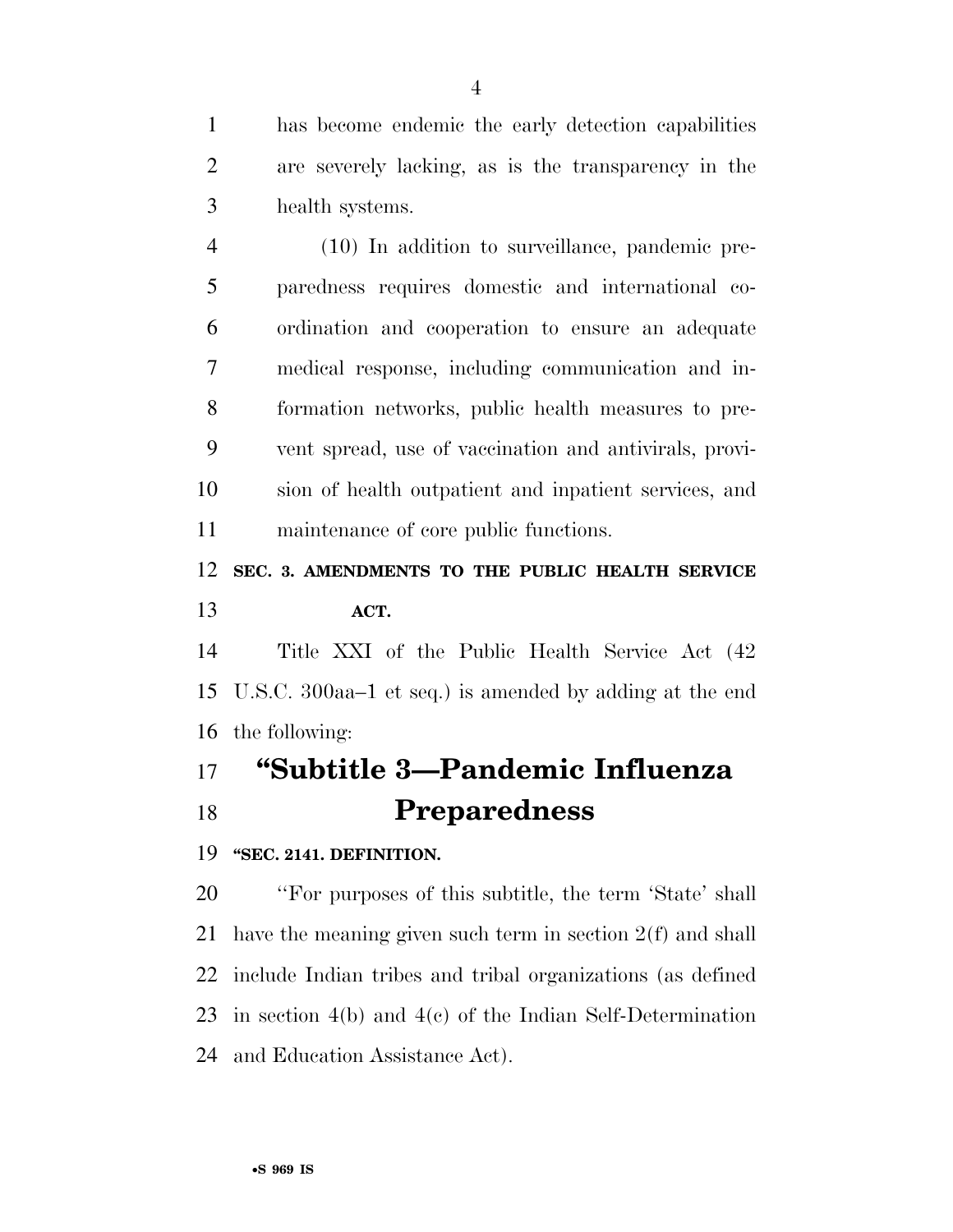has become endemic the early detection capabilities are severely lacking, as is the transparency in the health systems.

(10) In addition to surveillance, pandemic preparedness requires domestic and international coordination and cooperation to ensure an adequate medical response, including communication and information networks, public health measures to prevent spread, use of vaccination and antivirals, provision of health outpatient and inpatient services, and maintenance of core public functions.

**SEC. 3. AMENDMENTS TO THE PUBLIC HEALTH SERVICE ACT.**

Title XXI of the Public Health Service Act (42 U.S.C. 300aa–1 et seq.) is amended by adding at the end the following:

## "Subtitle 3—Pandemic Influenza Preparedness

**"SEC. 2141. DEFINITION.**

"For purposes of this subtitle, the term 'State' shall have the meaning given such term in section 2(f) and shall include Indian tribes and tribal organizations (as defined in section 4(b) and 4(c) of the Indian Self-Determination and Education Assistance Act).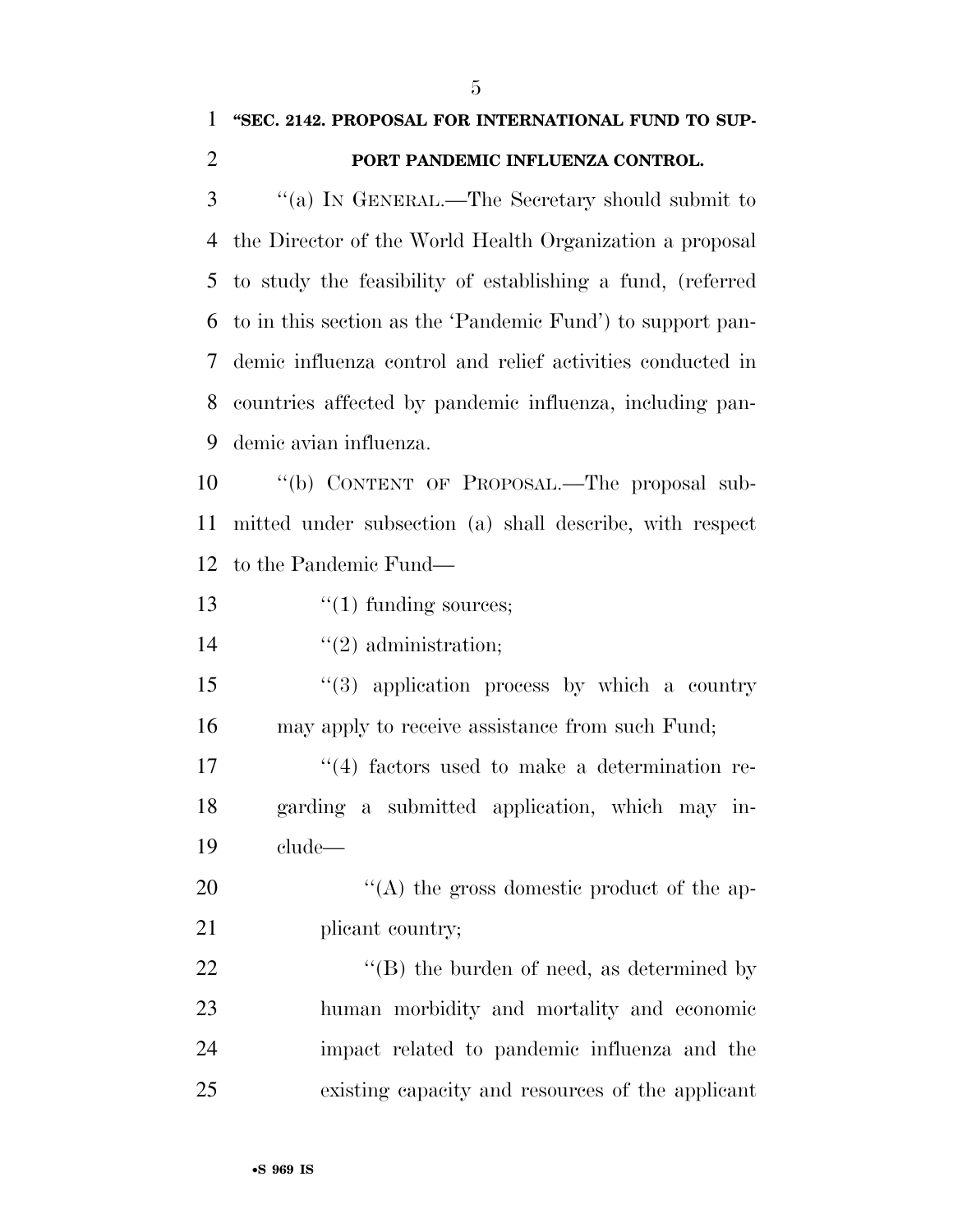**"SEC. 2142. PROPOSAL FOR INTERNATIONAL FUND TO SUPPORT PANDEMIC INFLUENZA CONTROL.**

"(a) IN GENERAL.—The Secretary should submit to the Director of the World Health Organization a proposal to study the feasibility of establishing a fund, (referred to in this section as the 'Pandemic Fund') to support pandemic influenza control and relief activities conducted in countries affected by pandemic influenza, including pandemic avian influenza.

"(b) CONTENT OF PROPOSAL.—The proposal submitted under subsection (a) shall describe, with respect to the Pandemic Fund—

"(1) funding sources;

"(2) administration;

"(3) application process by which a country may apply to receive assistance from such Fund;

"(4) factors used to make a determination regarding a submitted application, which may include—

"(A) the gross domestic product of the applicant country;

"(B) the burden of need, as determined by human morbidity and mortality and economic impact related to pandemic influenza and the existing capacity and resources of the applicant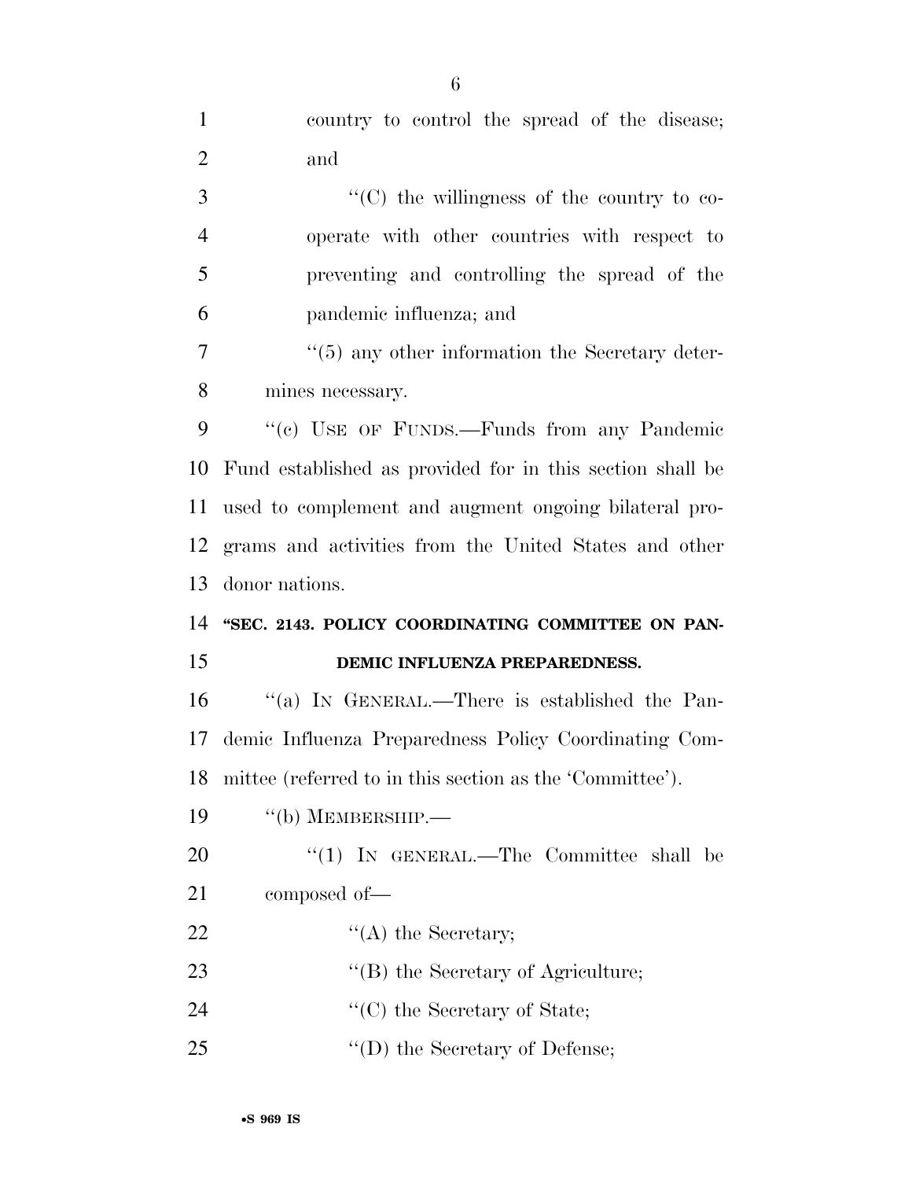country to control the spread of the disease; and

"(C) the willingness of the country to cooperate with other countries with respect to preventing and controlling the spread of the pandemic influenza; and

"(5) any other information the Secretary determines necessary.

"(c) USE OF FUNDS.—Funds from any Pandemic Fund established as provided for in this section shall be used to complement and augment ongoing bilateral programs and activities from the United States and other donor nations.

**"SEC. 2143. POLICY COORDINATING COMMITTEE ON PANDEMIC INFLUENZA PREPAREDNESS.**

"(a) IN GENERAL.—There is established the Pandemic Influenza Preparedness Policy Coordinating Committee (referred to in this section as the 'Committee').

"(b) MEMBERSHIP.—

"(1) IN GENERAL.—The Committee shall be composed of—

"(A) the Secretary;

"(B) the Secretary of Agriculture;

"(C) the Secretary of State;

"(D) the Secretary of Defense;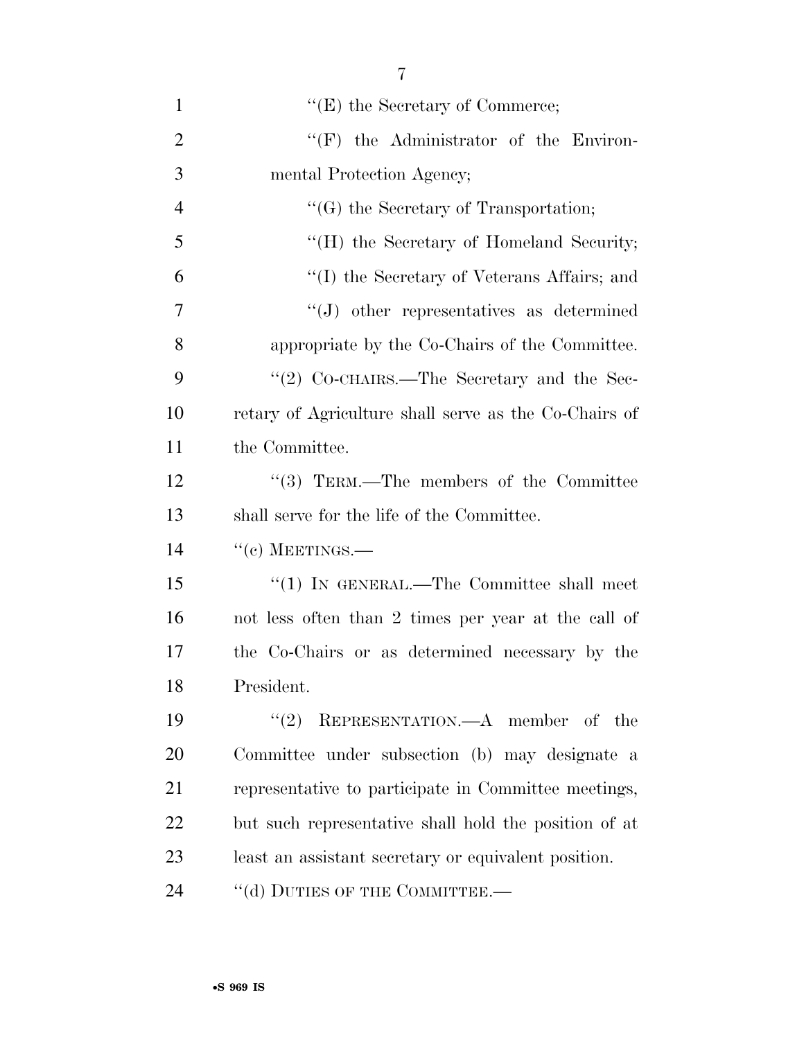''(E) the Secretary of Commerce;

''(F) the Administrator of the Environmental Protection Agency;

''(G) the Secretary of Transportation;

''(H) the Secretary of Homeland Security;

''(I) the Secretary of Veterans Affairs; and

''(J) other representatives as determined appropriate by the Co-Chairs of the Committee.

''(2) CO-CHAIRS.—The Secretary and the Secretary of Agriculture shall serve as the Co-Chairs of the Committee.

''(3) TERM.—The members of the Committee shall serve for the life of the Committee.

''(c) MEETINGS.—

''(1) IN GENERAL.—The Committee shall meet not less often than 2 times per year at the call of the Co-Chairs or as determined necessary by the President.

''(2) REPRESENTATION.—A member of the Committee under subsection (b) may designate a representative to participate in Committee meetings, but such representative shall hold the position of at least an assistant secretary or equivalent position.

''(d) DUTIES OF THE COMMITTEE.—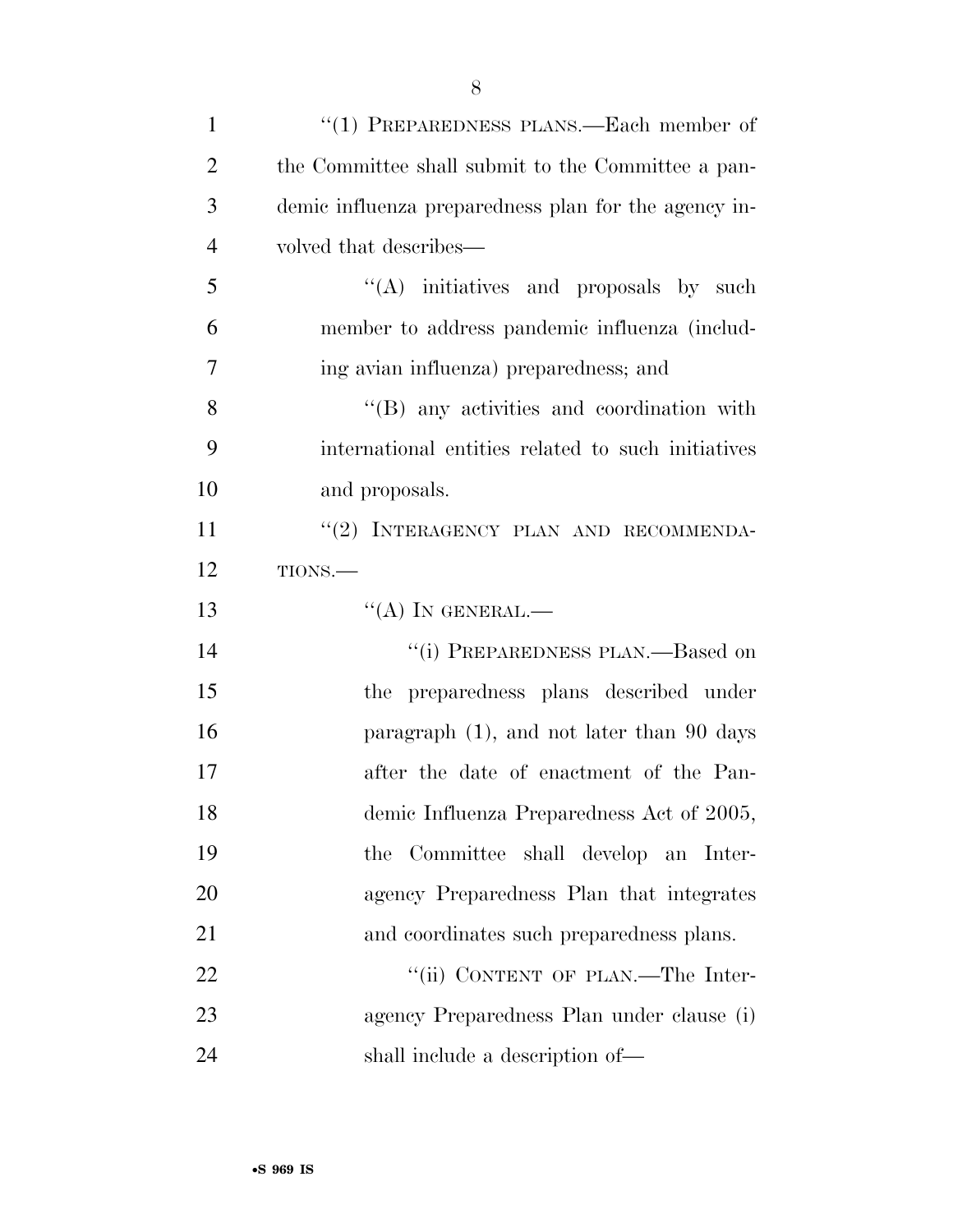"(1) PREPAREDNESS PLANS.—Each member of the Committee shall submit to the Committee a pandemic influenza preparedness plan for the agency involved that describes—

"(A) initiatives and proposals by such member to address pandemic influenza (including avian influenza) preparedness; and

"(B) any activities and coordination with international entities related to such initiatives and proposals.

"(2) INTERAGENCY PLAN AND RECOMMENDATIONS.—

"(A) IN GENERAL.—

"(i) PREPAREDNESS PLAN.—Based on the preparedness plans described under paragraph (1), and not later than 90 days after the date of enactment of the Pandemic Influenza Preparedness Act of 2005, the Committee shall develop an Interagency Preparedness Plan that integrates and coordinates such preparedness plans.

"(ii) CONTENT OF PLAN.—The Interagency Preparedness Plan under clause (i) shall include a description of—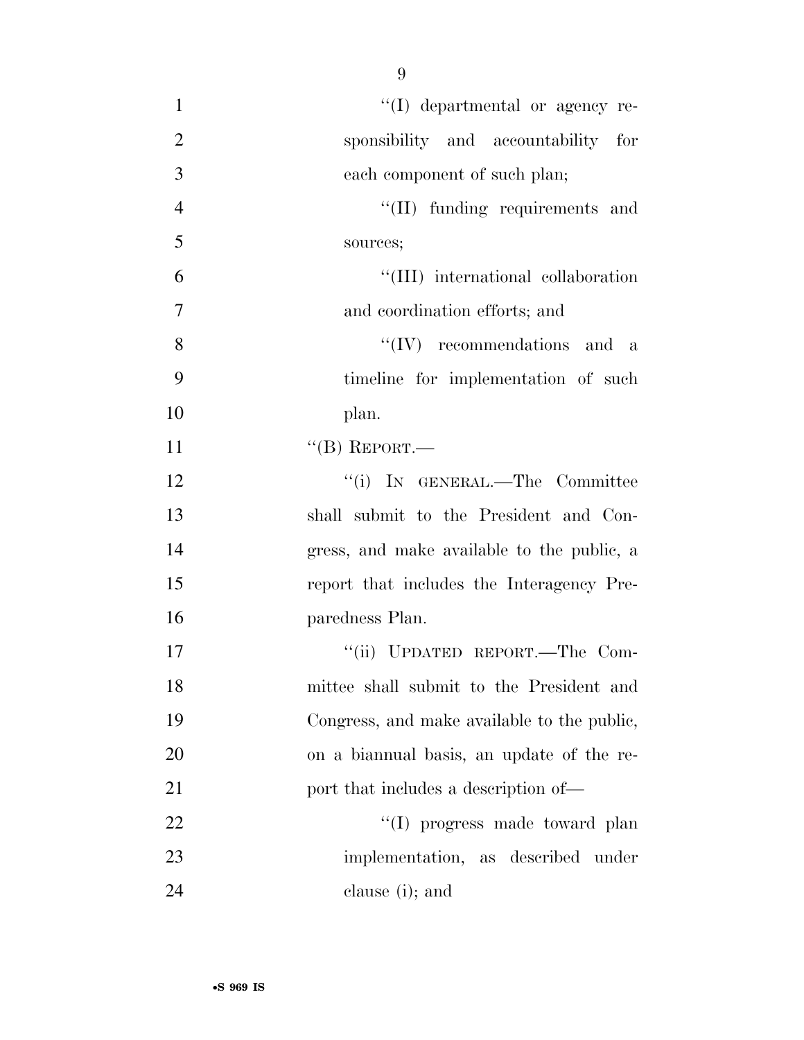''(I) departmental or agency responsibility and accountability for each component of such plan;

''(II) funding requirements and sources;

''(III) international collaboration and coordination efforts; and

''(IV) recommendations and a timeline for implementation of such plan.

''(B) REPORT.—

''(i) IN GENERAL.—The Committee shall submit to the President and Congress, and make available to the public, a report that includes the Interagency Preparedness Plan.

''(ii) UPDATED REPORT.—The Committee shall submit to the President and Congress, and make available to the public, on a biannual basis, an update of the report that includes a description of—

''(I) progress made toward plan implementation, as described under clause (i); and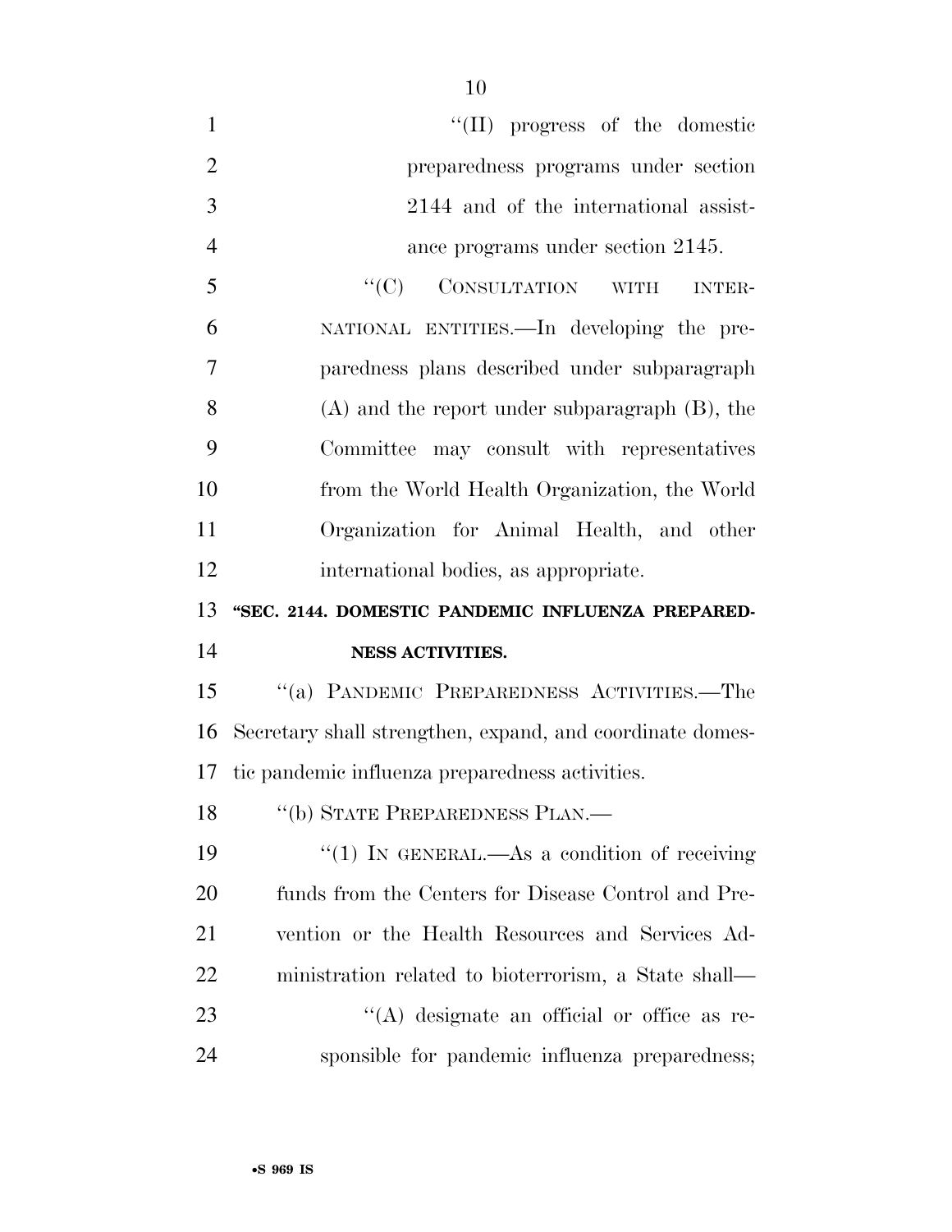"(II) progress of the domestic preparedness programs under section 2144 and of the international assistance programs under section 2145.

"(C) CONSULTATION WITH INTERNATIONAL ENTITIES.—In developing the preparedness plans described under subparagraph (A) and the report under subparagraph (B), the Committee may consult with representatives from the World Health Organization, the World Organization for Animal Health, and other international bodies, as appropriate.

**"SEC. 2144. DOMESTIC PANDEMIC INFLUENZA PREPAREDNESS ACTIVITIES.**

"(a) PANDEMIC PREPAREDNESS ACTIVITIES.—The Secretary shall strengthen, expand, and coordinate domestic pandemic influenza preparedness activities.

"(b) STATE PREPAREDNESS PLAN.—

"(1) IN GENERAL.—As a condition of receiving funds from the Centers for Disease Control and Prevention or the Health Resources and Services Administration related to bioterrorism, a State shall—

"(A) designate an official or office as responsible for pandemic influenza preparedness;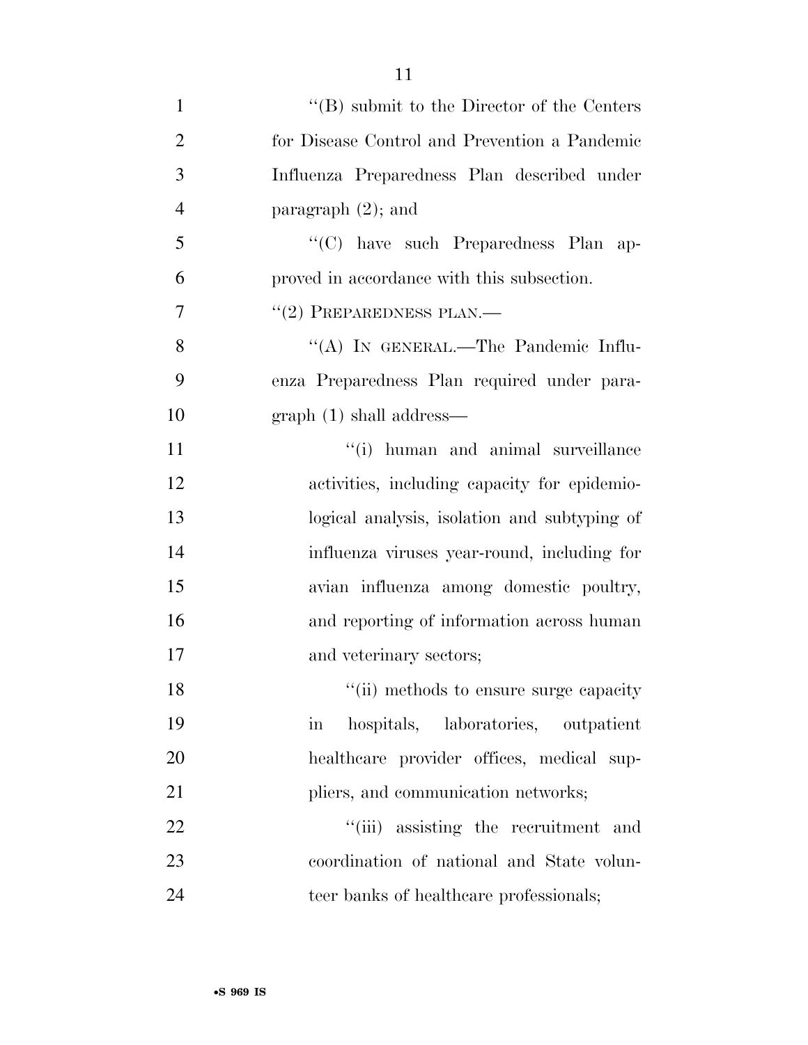"(B) submit to the Director of the Centers for Disease Control and Prevention a Pandemic Influenza Preparedness Plan described under paragraph (2); and

"(C) have such Preparedness Plan approved in accordance with this subsection.

"(2) PREPAREDNESS PLAN.—

"(A) IN GENERAL.—The Pandemic Influenza Preparedness Plan required under paragraph (1) shall address—

"(i) human and animal surveillance activities, including capacity for epidemiological analysis, isolation and subtyping of influenza viruses year-round, including for avian influenza among domestic poultry, and reporting of information across human and veterinary sectors;

"(ii) methods to ensure surge capacity in hospitals, laboratories, outpatient healthcare provider offices, medical suppliers, and communication networks;

"(iii) assisting the recruitment and coordination of national and State volunteer banks of healthcare professionals;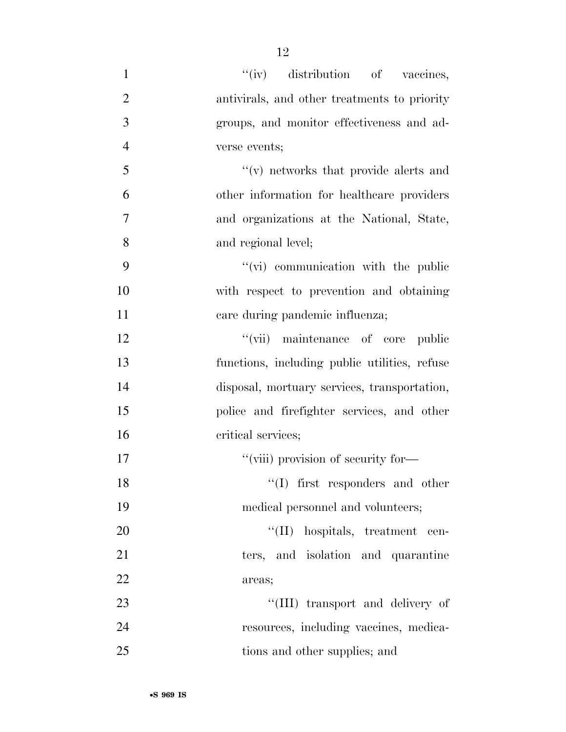''(iv) distribution of vaccines, antivirals, and other treatments to priority groups, and monitor effectiveness and adverse events;

''(v) networks that provide alerts and other information for healthcare providers and organizations at the National, State, and regional level;

''(vi) communication with the public with respect to prevention and obtaining care during pandemic influenza;

''(vii) maintenance of core public functions, including public utilities, refuse disposal, mortuary services, transportation, police and firefighter services, and other critical services;

''(viii) provision of security for—

''(I) first responders and other medical personnel and volunteers;

''(II) hospitals, treatment centers, and isolation and quarantine areas;

''(III) transport and delivery of resources, including vaccines, medications and other supplies; and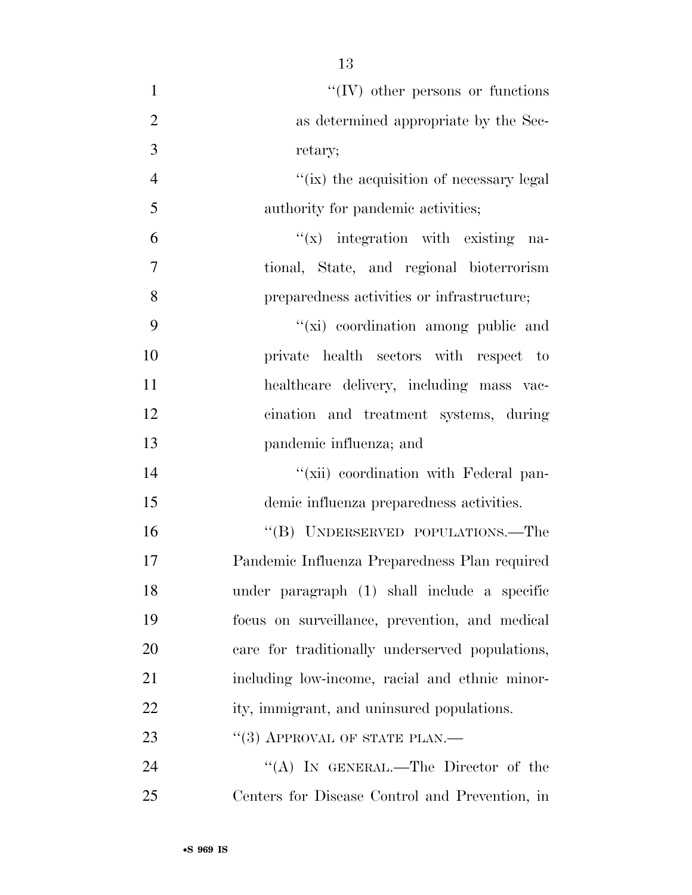"(IV) other persons or functions as determined appropriate by the Secretary;

"(ix) the acquisition of necessary legal authority for pandemic activities;

"(x) integration with existing national, State, and regional bioterrorism preparedness activities or infrastructure;

"(xi) coordination among public and private health sectors with respect to healthcare delivery, including mass vaccination and treatment systems, during pandemic influenza; and

"(xii) coordination with Federal pandemic influenza preparedness activities.

"(B) UNDERSERVED POPULATIONS.—The Pandemic Influenza Preparedness Plan required under paragraph (1) shall include a specific focus on surveillance, prevention, and medical care for traditionally underserved populations, including low-income, racial and ethnic minority, immigrant, and uninsured populations.

"(3) APPROVAL OF STATE PLAN.—

"(A) IN GENERAL.—The Director of the Centers for Disease Control and Prevention, in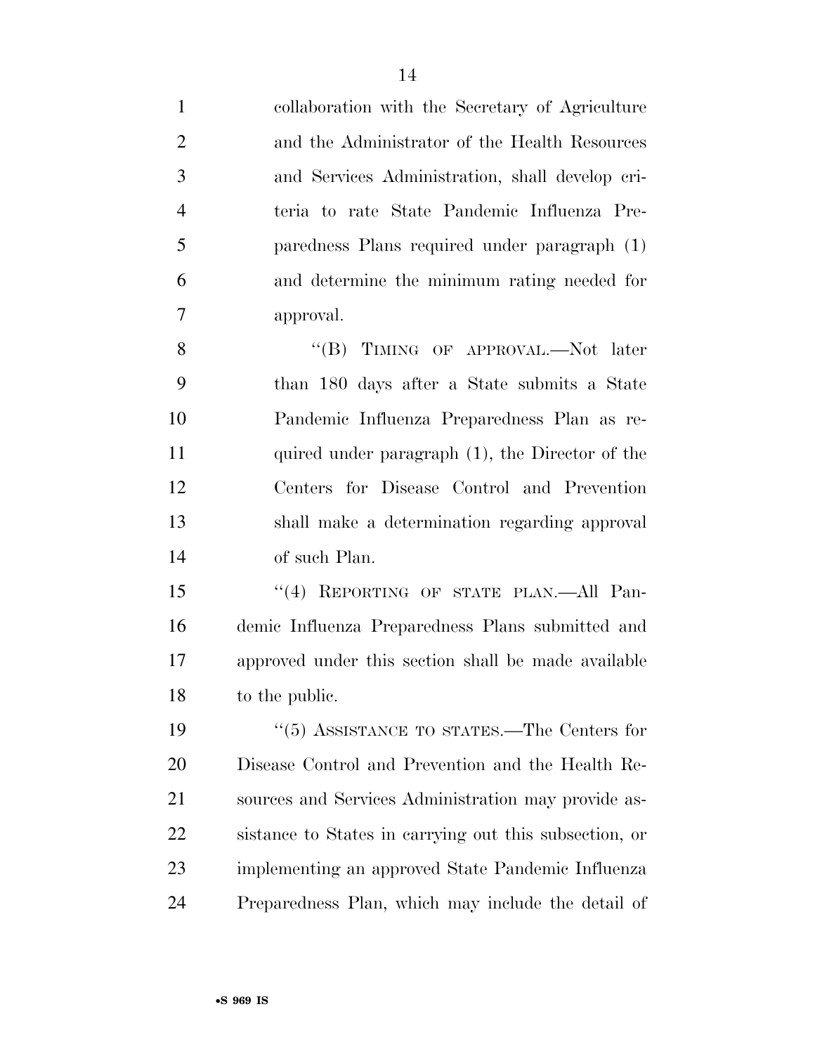collaboration with the Secretary of Agriculture and the Administrator of the Health Resources and Services Administration, shall develop criteria to rate State Pandemic Influenza Preparedness Plans required under paragraph (1) and determine the minimum rating needed for approval.

"(B) TIMING OF APPROVAL.—Not later than 180 days after a State submits a State Pandemic Influenza Preparedness Plan as required under paragraph (1), the Director of the Centers for Disease Control and Prevention shall make a determination regarding approval of such Plan.

"(4) REPORTING OF STATE PLAN.—All Pandemic Influenza Preparedness Plans submitted and approved under this section shall be made available to the public.

"(5) ASSISTANCE TO STATES.—The Centers for Disease Control and Prevention and the Health Resources and Services Administration may provide assistance to States in carrying out this subsection, or implementing an approved State Pandemic Influenza Preparedness Plan, which may include the detail of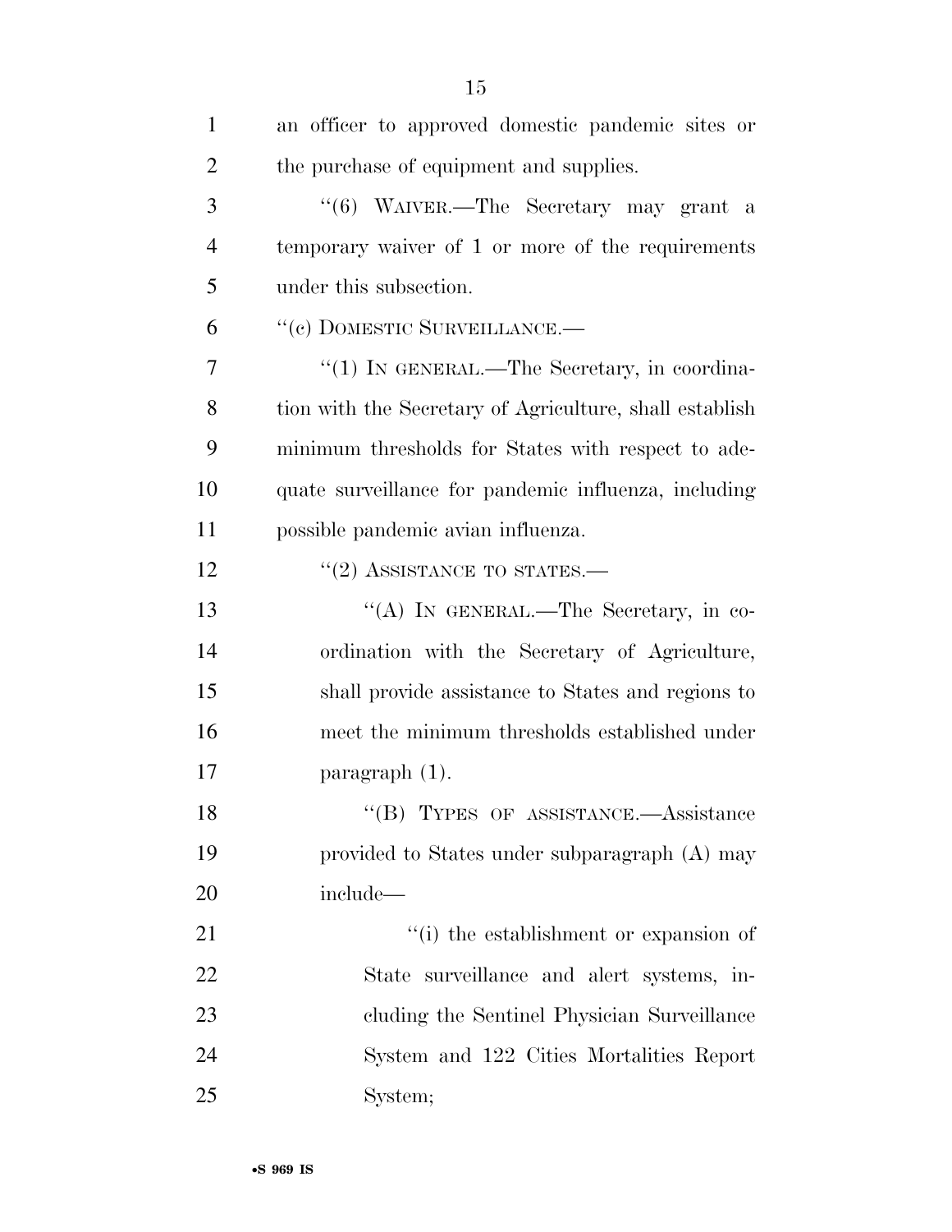an officer to approved domestic pandemic sites or the purchase of equipment and supplies.

"(6) WAIVER.—The Secretary may grant a temporary waiver of 1 or more of the requirements under this subsection.

"(c) DOMESTIC SURVEILLANCE.—

"(1) IN GENERAL.—The Secretary, in coordination with the Secretary of Agriculture, shall establish minimum thresholds for States with respect to adequate surveillance for pandemic influenza, including possible pandemic avian influenza.

"(2) ASSISTANCE TO STATES.—

"(A) IN GENERAL.—The Secretary, in coordination with the Secretary of Agriculture, shall provide assistance to States and regions to meet the minimum thresholds established under paragraph (1).

"(B) TYPES OF ASSISTANCE.—Assistance provided to States under subparagraph (A) may include—

"(i) the establishment or expansion of State surveillance and alert systems, including the Sentinel Physician Surveillance System and 122 Cities Mortalities Report System;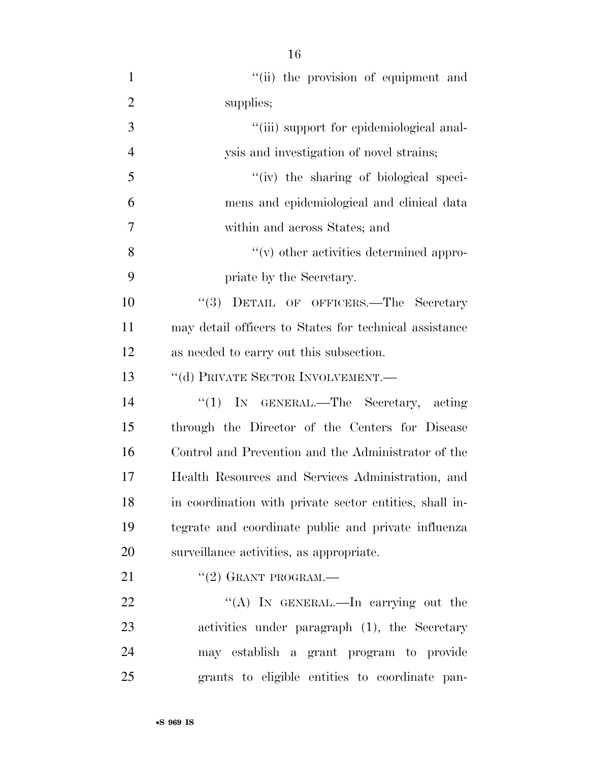"(ii) the provision of equipment and supplies;

"(iii) support for epidemiological analysis and investigation of novel strains;

"(iv) the sharing of biological specimens and epidemiological and clinical data within and across States; and

"(v) other activities determined appropriate by the Secretary.

"(3) DETAIL OF OFFICERS.—The Secretary may detail officers to States for technical assistance as needed to carry out this subsection.

"(d) PRIVATE SECTOR INVOLVEMENT.—

"(1) IN GENERAL.—The Secretary, acting through the Director of the Centers for Disease Control and Prevention and the Administrator of the Health Resources and Services Administration, and in coordination with private sector entities, shall integrate and coordinate public and private influenza surveillance activities, as appropriate.

"(2) GRANT PROGRAM.—

"(A) IN GENERAL.—In carrying out the activities under paragraph (1), the Secretary may establish a grant program to provide grants to eligible entities to coordinate pan-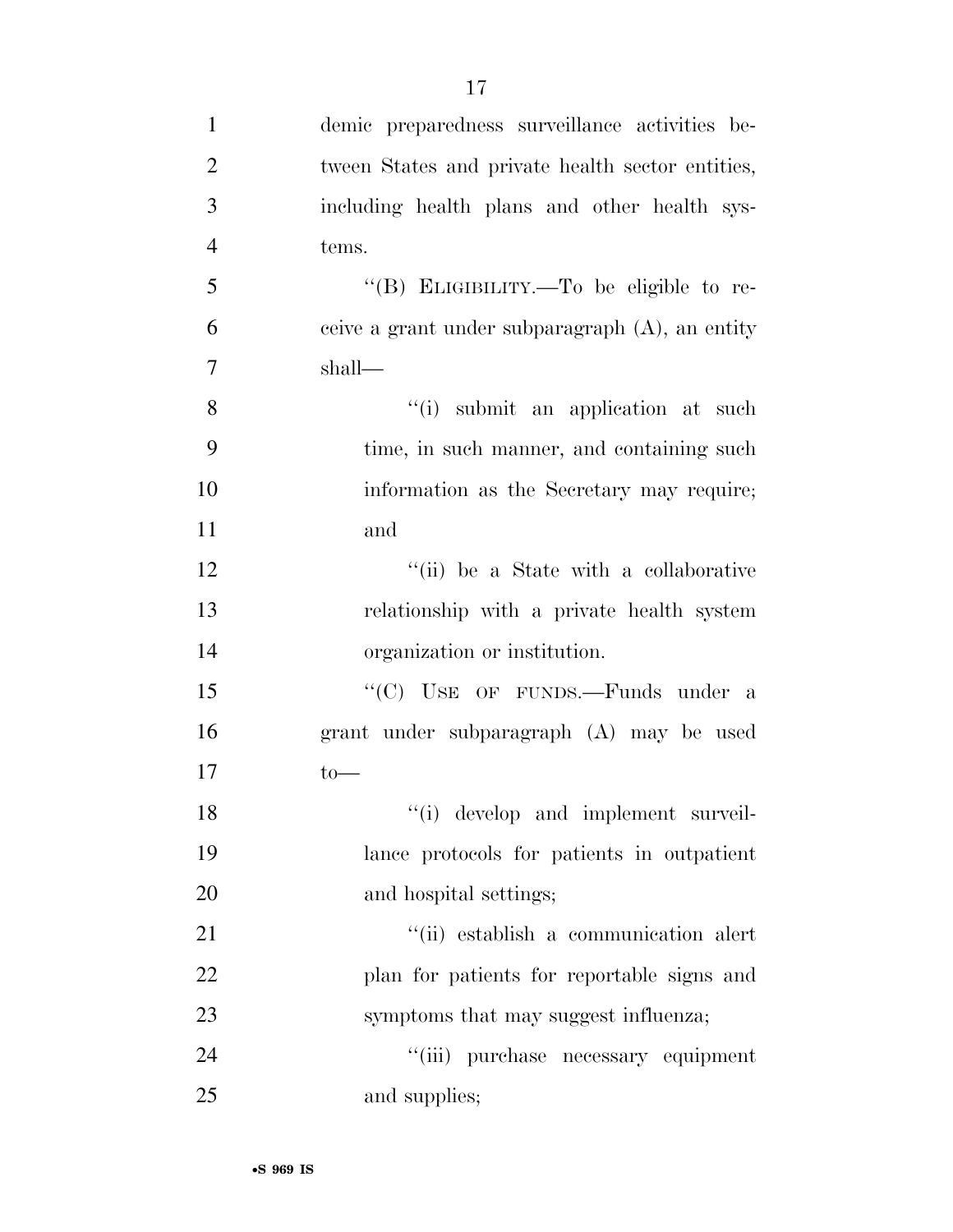demic preparedness surveillance activities between States and private health sector entities, including health plans and other health systems.

"(B) ELIGIBILITY.—To be eligible to receive a grant under subparagraph (A), an entity shall—

"(i) submit an application at such time, in such manner, and containing such information as the Secretary may require; and

"(ii) be a State with a collaborative relationship with a private health system organization or institution.

"(C) USE OF FUNDS.—Funds under a grant under subparagraph (A) may be used to—

"(i) develop and implement surveillance protocols for patients in outpatient and hospital settings;

"(ii) establish a communication alert plan for patients for reportable signs and symptoms that may suggest influenza;

"(iii) purchase necessary equipment and supplies;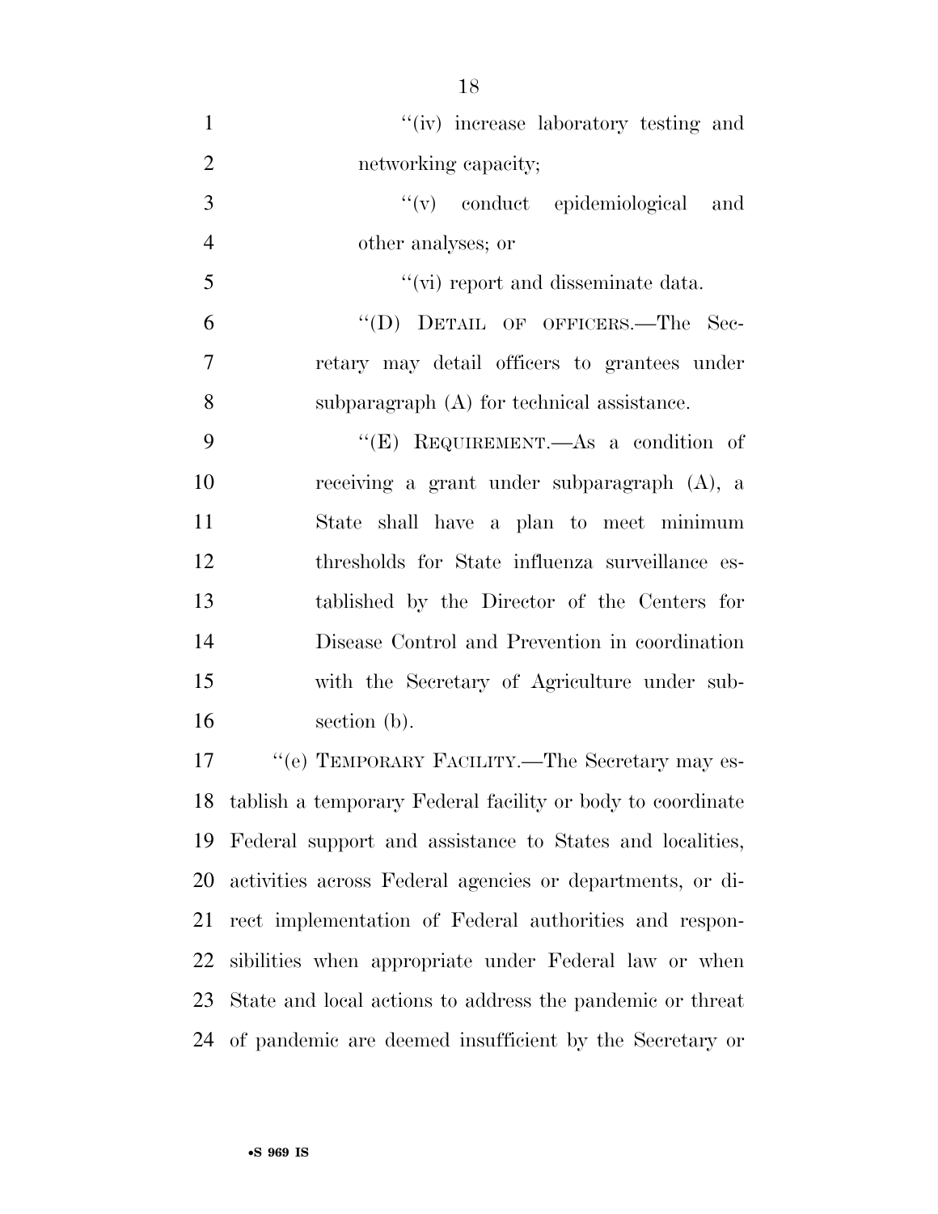"(iv) increase laboratory testing and networking capacity;

"(v) conduct epidemiological and other analyses; or

"(vi) report and disseminate data.

"(D) DETAIL OF OFFICERS.—The Secretary may detail officers to grantees under subparagraph (A) for technical assistance.

"(E) REQUIREMENT.—As a condition of receiving a grant under subparagraph (A), a State shall have a plan to meet minimum thresholds for State influenza surveillance established by the Director of the Centers for Disease Control and Prevention in coordination with the Secretary of Agriculture under subsection (b).

"(e) TEMPORARY FACILITY.—The Secretary may establish a temporary Federal facility or body to coordinate Federal support and assistance to States and localities, activities across Federal agencies or departments, or direct implementation of Federal authorities and responsibilities when appropriate under Federal law or when State and local actions to address the pandemic or threat of pandemic are deemed insufficient by the Secretary or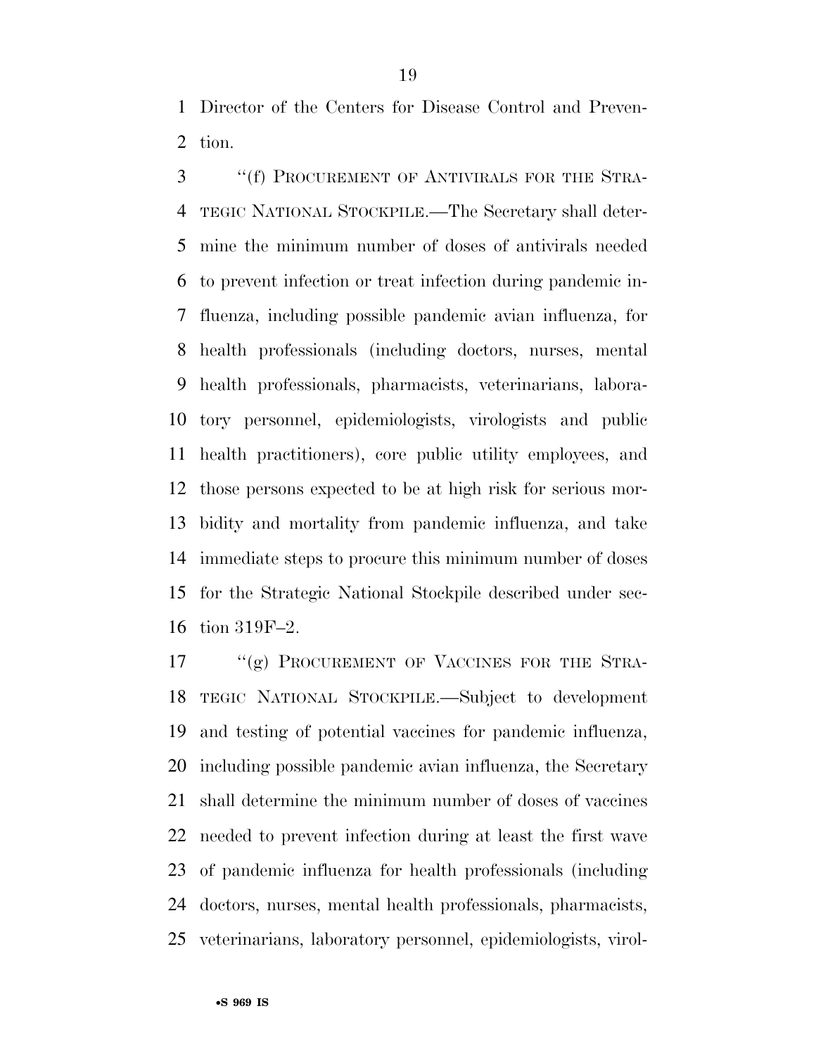Director of the Centers for Disease Control and Prevention.

"(f) PROCUREMENT OF ANTIVIRALS FOR THE STRATEGIC NATIONAL STOCKPILE.—The Secretary shall determine the minimum number of doses of antivirals needed to prevent infection or treat infection during pandemic influenza, including possible pandemic avian influenza, for health professionals (including doctors, nurses, mental health professionals, pharmacists, veterinarians, laboratory personnel, epidemiologists, virologists and public health practitioners), core public utility employees, and those persons expected to be at high risk for serious morbidity and mortality from pandemic influenza, and take immediate steps to procure this minimum number of doses for the Strategic National Stockpile described under section 319F–2.

"(g) PROCUREMENT OF VACCINES FOR THE STRATEGIC NATIONAL STOCKPILE.—Subject to development and testing of potential vaccines for pandemic influenza, including possible pandemic avian influenza, the Secretary shall determine the minimum number of doses of vaccines needed to prevent infection during at least the first wave of pandemic influenza for health professionals (including doctors, nurses, mental health professionals, pharmacists, veterinarians, laboratory personnel, epidemiologists, virol-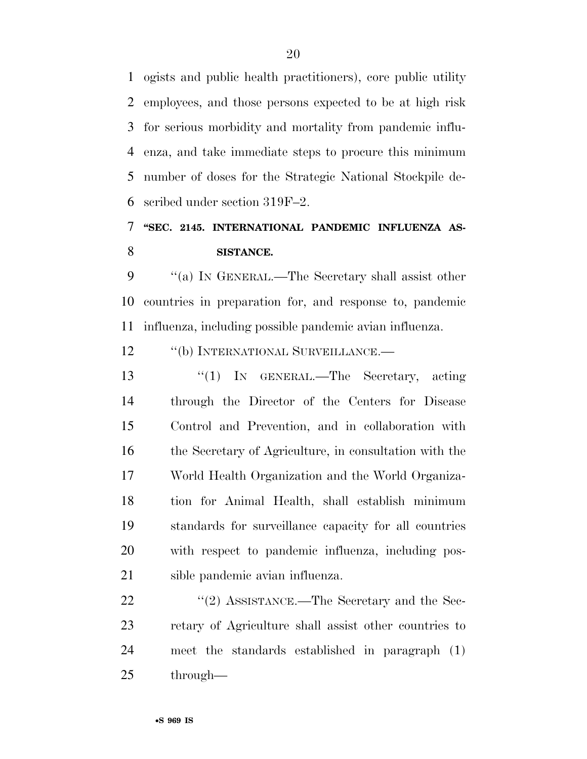ogists and public health practitioners), core public utility employees, and those persons expected to be at high risk for serious morbidity and mortality from pandemic influenza, and take immediate steps to procure this minimum number of doses for the Strategic National Stockpile described under section 319F–2.

**"SEC. 2145. INTERNATIONAL PANDEMIC INFLUENZA ASSISTANCE.**

"(a) IN GENERAL.—The Secretary shall assist other countries in preparation for, and response to, pandemic influenza, including possible pandemic avian influenza.

"(b) INTERNATIONAL SURVEILLANCE.—

"(1) IN GENERAL.—The Secretary, acting through the Director of the Centers for Disease Control and Prevention, and in collaboration with the Secretary of Agriculture, in consultation with the World Health Organization and the World Organization for Animal Health, shall establish minimum standards for surveillance capacity for all countries with respect to pandemic influenza, including possible pandemic avian influenza.

"(2) ASSISTANCE.—The Secretary and the Secretary of Agriculture shall assist other countries to meet the standards established in paragraph (1) through—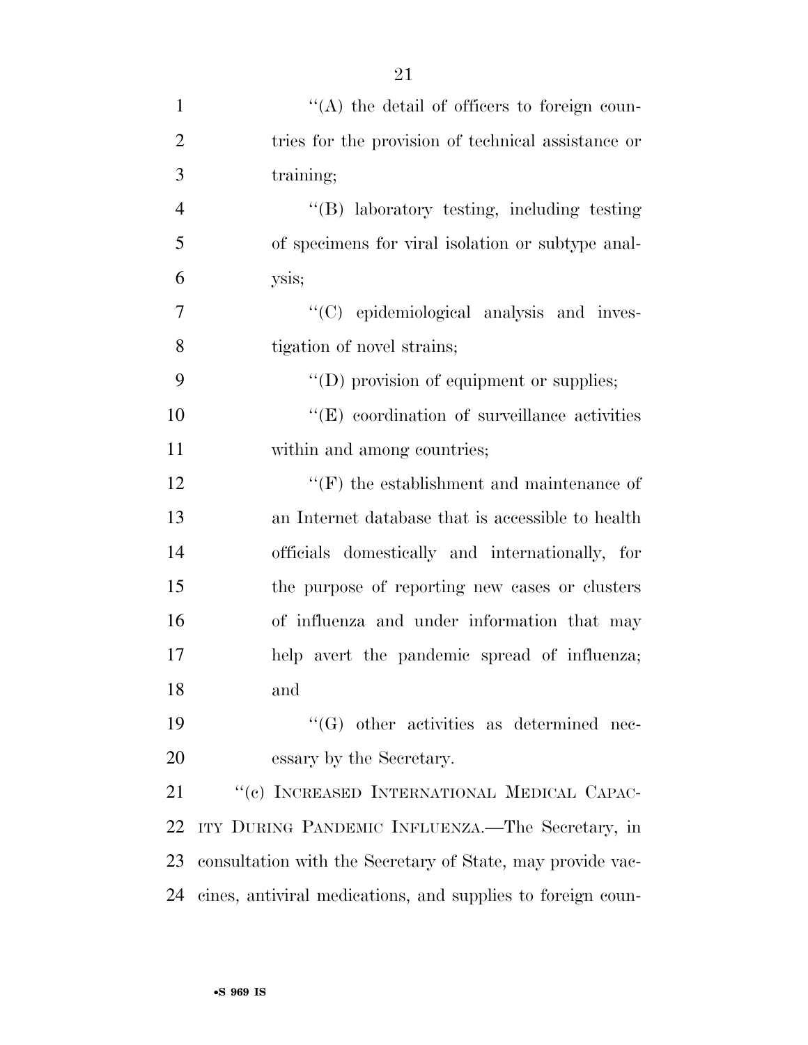"(A) the detail of officers to foreign countries for the provision of technical assistance or training;

"(B) laboratory testing, including testing of specimens for viral isolation or subtype analysis;

"(C) epidemiological analysis and investigation of novel strains;

"(D) provision of equipment or supplies;

"(E) coordination of surveillance activities within and among countries;

"(F) the establishment and maintenance of an Internet database that is accessible to health officials domestically and internationally, for the purpose of reporting new cases or clusters of influenza and under information that may help avert the pandemic spread of influenza; and

"(G) other activities as determined necessary by the Secretary.

"(c) INCREASED INTERNATIONAL MEDICAL CAPACITY DURING PANDEMIC INFLUENZA.—The Secretary, in consultation with the Secretary of State, may provide vaccines, antiviral medications, and supplies to foreign coun-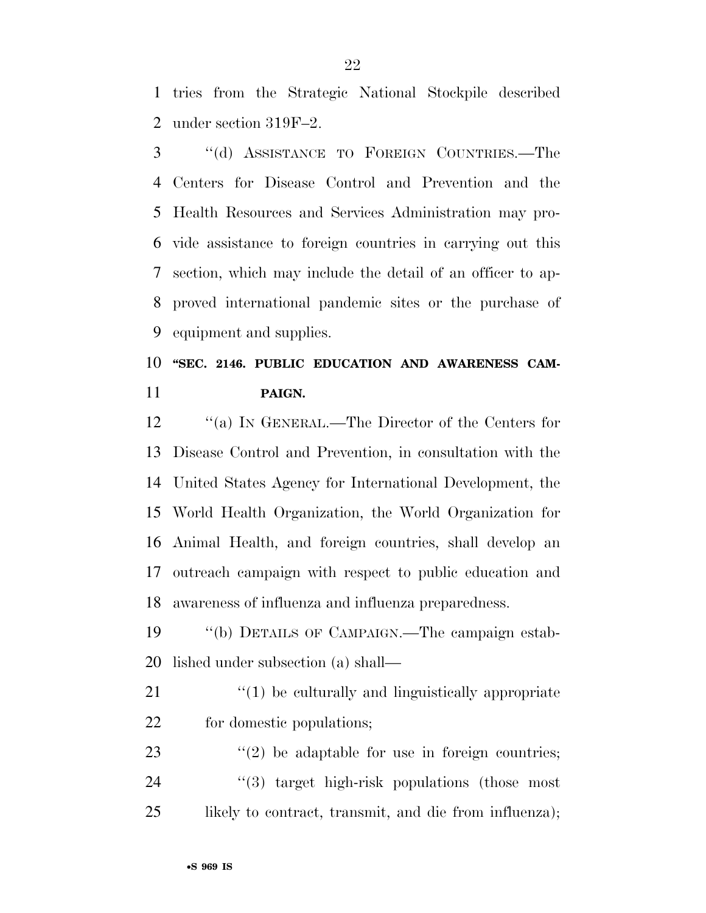tries from the Strategic National Stockpile described under section 319F–2.

"(d) ASSISTANCE TO FOREIGN COUNTRIES.—The Centers for Disease Control and Prevention and the Health Resources and Services Administration may provide assistance to foreign countries in carrying out this section, which may include the detail of an officer to approved international pandemic sites or the purchase of equipment and supplies.

**"SEC. 2146. PUBLIC EDUCATION AND AWARENESS CAMPAIGN.**

"(a) IN GENERAL.—The Director of the Centers for Disease Control and Prevention, in consultation with the United States Agency for International Development, the World Health Organization, the World Organization for Animal Health, and foreign countries, shall develop an outreach campaign with respect to public education and awareness of influenza and influenza preparedness.

"(b) DETAILS OF CAMPAIGN.—The campaign established under subsection (a) shall—

"(1) be culturally and linguistically appropriate for domestic populations;

"(2) be adaptable for use in foreign countries;

"(3) target high-risk populations (those most likely to contract, transmit, and die from influenza);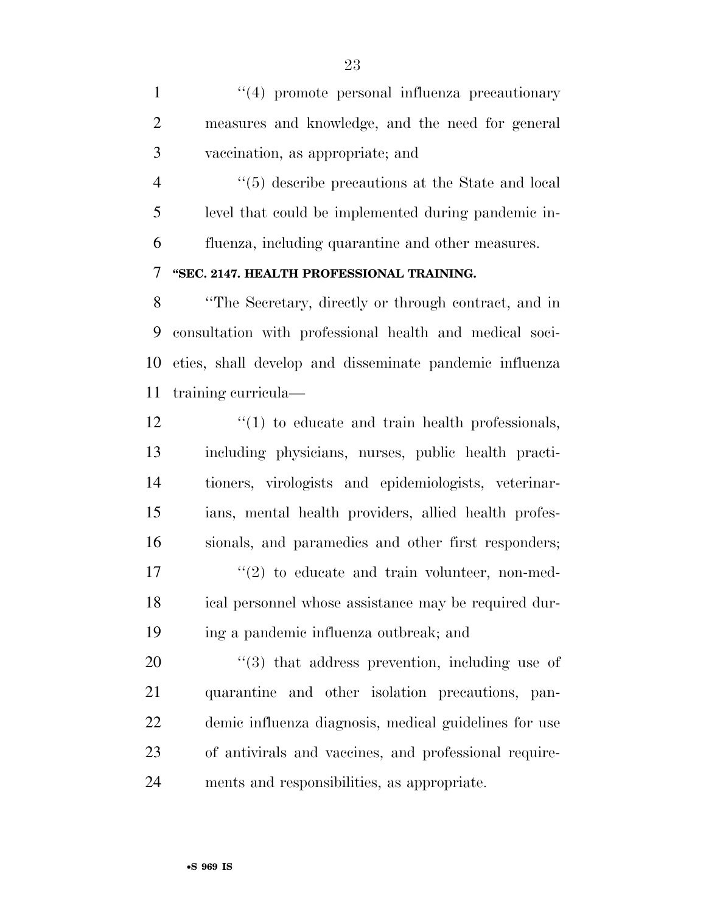''(4) promote personal influenza precautionary measures and knowledge, and the need for general vaccination, as appropriate; and

''(5) describe precautions at the State and local level that could be implemented during pandemic influenza, including quarantine and other measures.

**''SEC. 2147. HEALTH PROFESSIONAL TRAINING.**

''The Secretary, directly or through contract, and in consultation with professional health and medical societies, shall develop and disseminate pandemic influenza training curricula—

''(1) to educate and train health professionals, including physicians, nurses, public health practitioners, virologists and epidemiologists, veterinarians, mental health providers, allied health professionals, and paramedics and other first responders;

''(2) to educate and train volunteer, non-medical personnel whose assistance may be required during a pandemic influenza outbreak; and

''(3) that address prevention, including use of quarantine and other isolation precautions, pandemic influenza diagnosis, medical guidelines for use of antivirals and vaccines, and professional requirements and responsibilities, as appropriate.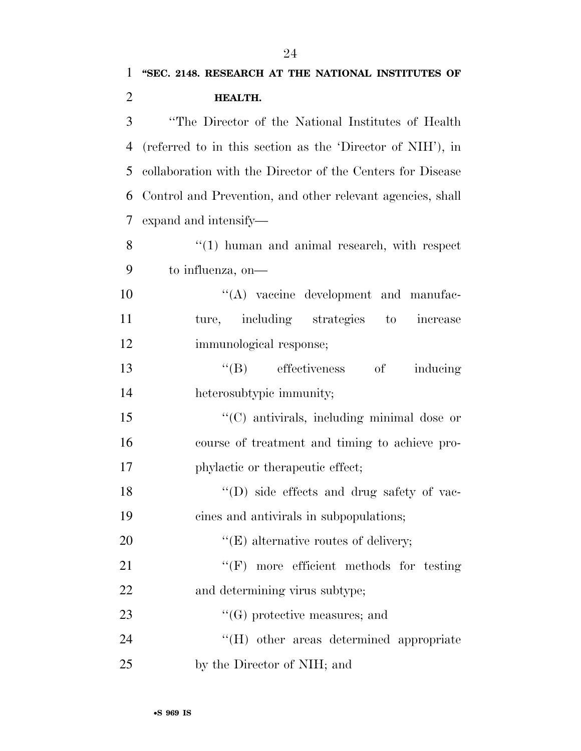**"SEC. 2148. RESEARCH AT THE NATIONAL INSTITUTES OF HEALTH.**

"The Director of the National Institutes of Health (referred to in this section as the 'Director of NIH'), in collaboration with the Director of the Centers for Disease Control and Prevention, and other relevant agencies, shall expand and intensify—

"(1) human and animal research, with respect to influenza, on—

"(A) vaccine development and manufacture, including strategies to increase immunological response;

"(B) effectiveness of inducing heterosubtypic immunity;

"(C) antivirals, including minimal dose or course of treatment and timing to achieve prophylactic or therapeutic effect;

"(D) side effects and drug safety of vaccines and antivirals in subpopulations;

"(E) alternative routes of delivery;

"(F) more efficient methods for testing and determining virus subtype;

"(G) protective measures; and

"(H) other areas determined appropriate by the Director of NIH; and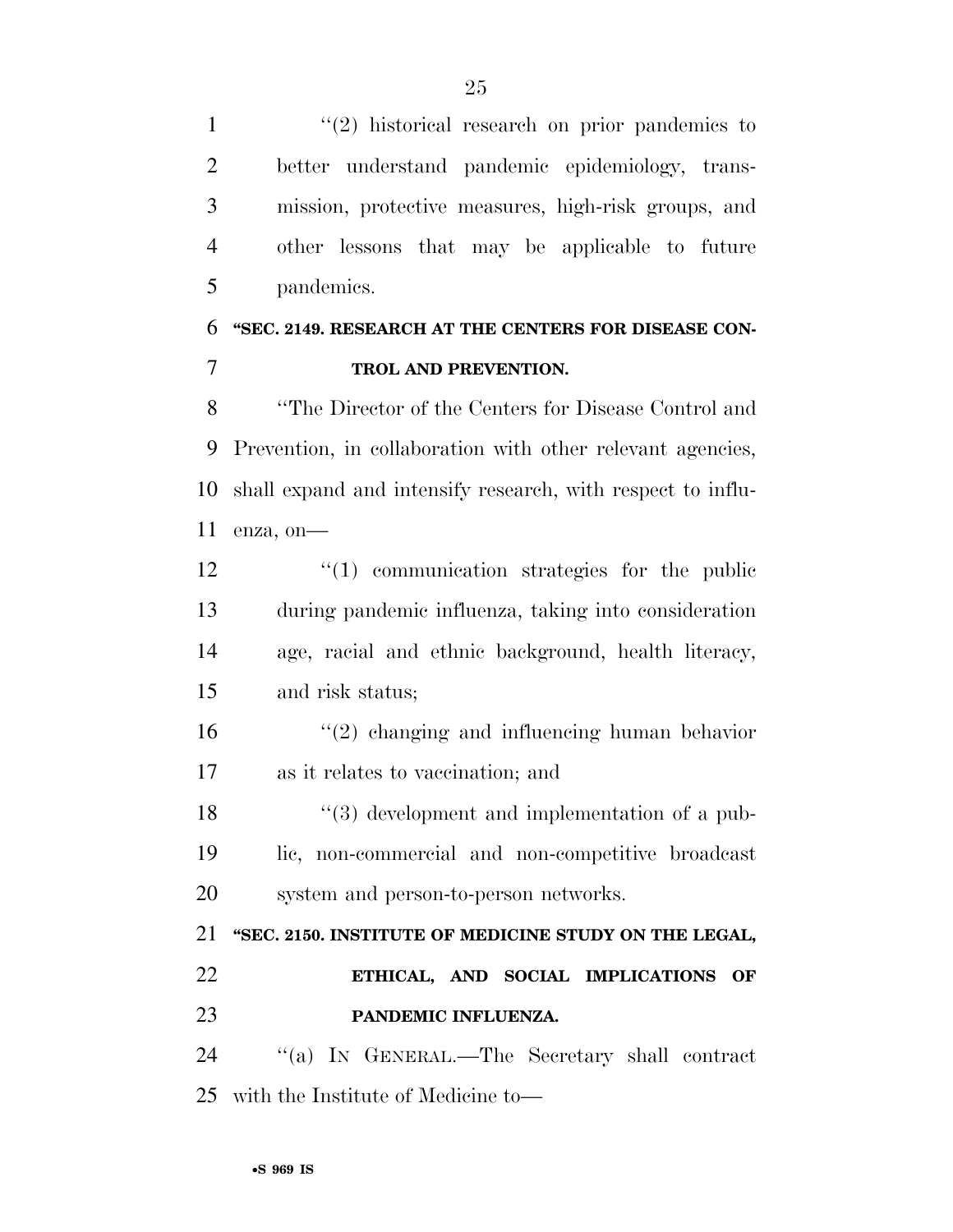"(2) historical research on prior pandemics to better understand pandemic epidemiology, transmission, protective measures, high-risk groups, and other lessons that may be applicable to future pandemics.

**"SEC. 2149. RESEARCH AT THE CENTERS FOR DISEASE CONTROL AND PREVENTION.**

"The Director of the Centers for Disease Control and Prevention, in collaboration with other relevant agencies, shall expand and intensify research, with respect to influenza, on—

"(1) communication strategies for the public during pandemic influenza, taking into consideration age, racial and ethnic background, health literacy, and risk status;

"(2) changing and influencing human behavior as it relates to vaccination; and

"(3) development and implementation of a public, non-commercial and non-competitive broadcast system and person-to-person networks.

**"SEC. 2150. INSTITUTE OF MEDICINE STUDY ON THE LEGAL, ETHICAL, AND SOCIAL IMPLICATIONS OF PANDEMIC INFLUENZA.**

"(a) IN GENERAL.—The Secretary shall contract with the Institute of Medicine to—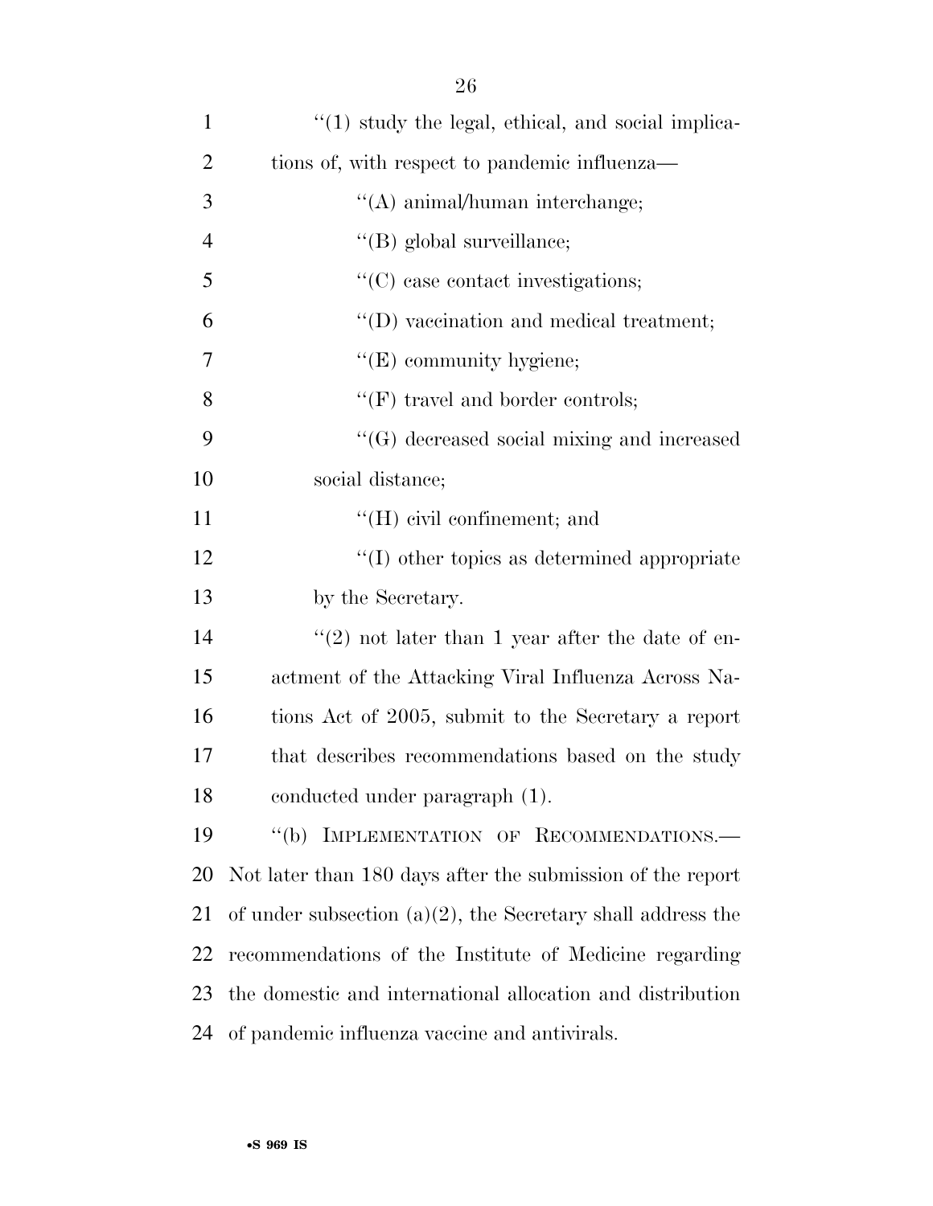''(1) study the legal, ethical, and social implications of, with respect to pandemic influenza—

''(A) animal/human interchange;

''(B) global surveillance;

''(C) case contact investigations;

''(D) vaccination and medical treatment;

''(E) community hygiene;

''(F) travel and border controls;

''(G) decreased social mixing and increased social distance;

''(H) civil confinement; and

''(I) other topics as determined appropriate by the Secretary.

''(2) not later than 1 year after the date of enactment of the Attacking Viral Influenza Across Nations Act of 2005, submit to the Secretary a report that describes recommendations based on the study conducted under paragraph (1).

''(b) IMPLEMENTATION OF RECOMMENDATIONS.— Not later than 180 days after the submission of the report of under subsection (a)(2), the Secretary shall address the recommendations of the Institute of Medicine regarding the domestic and international allocation and distribution of pandemic influenza vaccine and antivirals.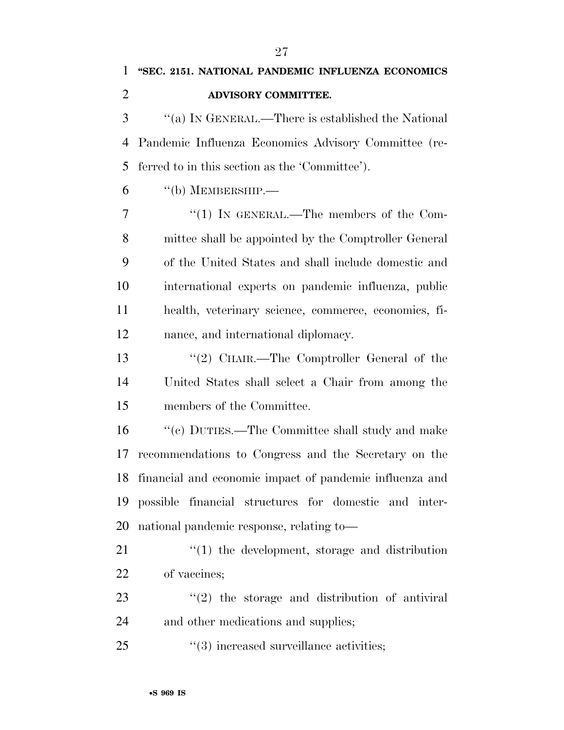"SEC. 2151. NATIONAL PANDEMIC INFLUENZA ECONOMICS ADVISORY COMMITTEE.

"(a) IN GENERAL.—There is established the National Pandemic Influenza Economics Advisory Committee (referred to in this section as the 'Committee').

"(b) MEMBERSHIP.—

"(1) IN GENERAL.—The members of the Committee shall be appointed by the Comptroller General of the United States and shall include domestic and international experts on pandemic influenza, public health, veterinary science, commerce, economics, finance, and international diplomacy.

"(2) CHAIR.—The Comptroller General of the United States shall select a Chair from among the members of the Committee.

"(c) DUTIES.—The Committee shall study and make recommendations to Congress and the Secretary on the financial and economic impact of pandemic influenza and possible financial structures for domestic and international pandemic response, relating to—

"(1) the development, storage and distribution of vaccines;

"(2) the storage and distribution of antiviral and other medications and supplies;

"(3) increased surveillance activities;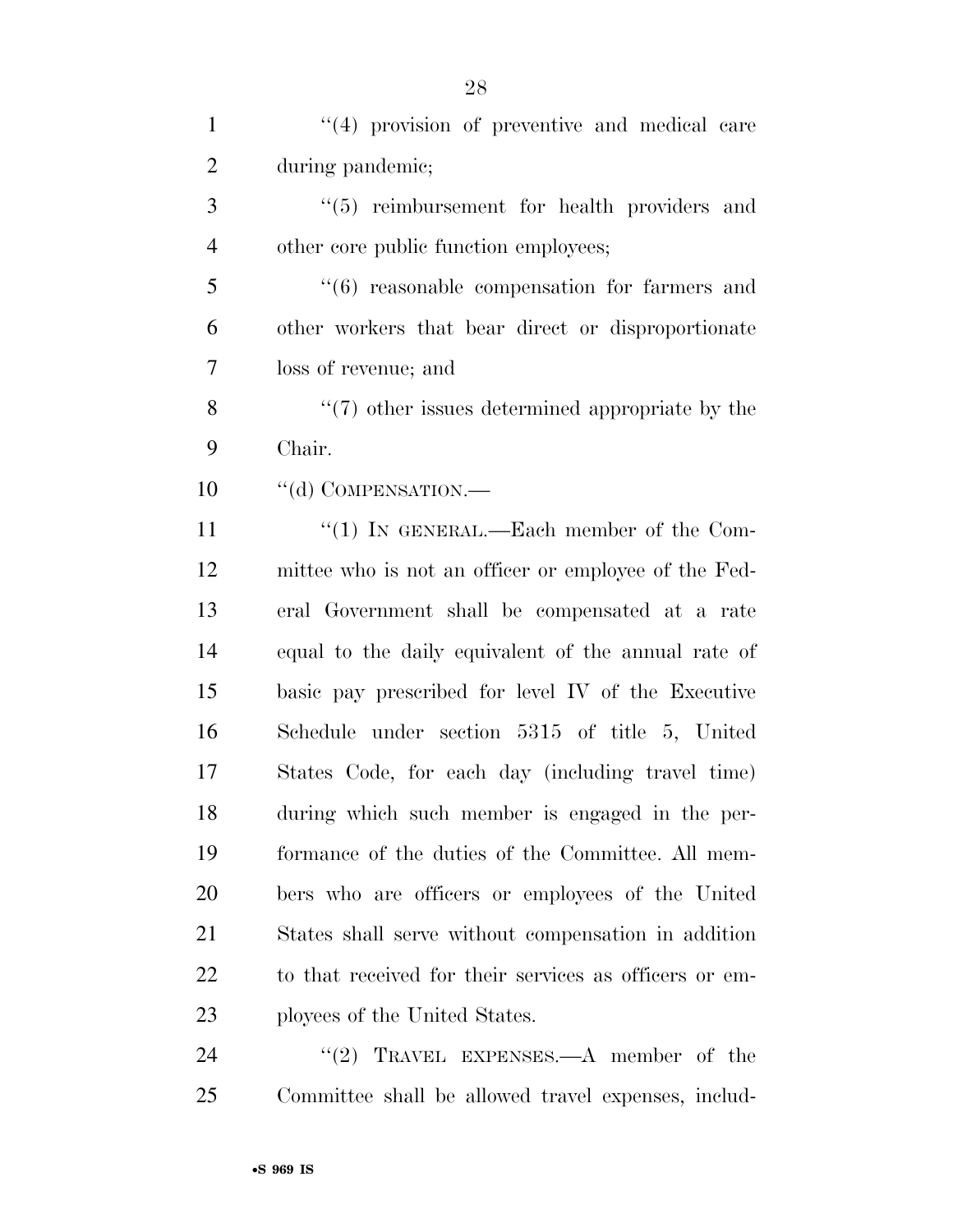"(4) provision of preventive and medical care during pandemic;

"(5) reimbursement for health providers and other core public function employees;

"(6) reasonable compensation for farmers and other workers that bear direct or disproportionate loss of revenue; and

"(7) other issues determined appropriate by the Chair.

"(d) COMPENSATION.—

"(1) IN GENERAL.—Each member of the Committee who is not an officer or employee of the Federal Government shall be compensated at a rate equal to the daily equivalent of the annual rate of basic pay prescribed for level IV of the Executive Schedule under section 5315 of title 5, United States Code, for each day (including travel time) during which such member is engaged in the performance of the duties of the Committee. All members who are officers or employees of the United States shall serve without compensation in addition to that received for their services as officers or employees of the United States.

"(2) TRAVEL EXPENSES.—A member of the Committee shall be allowed travel expenses, includ-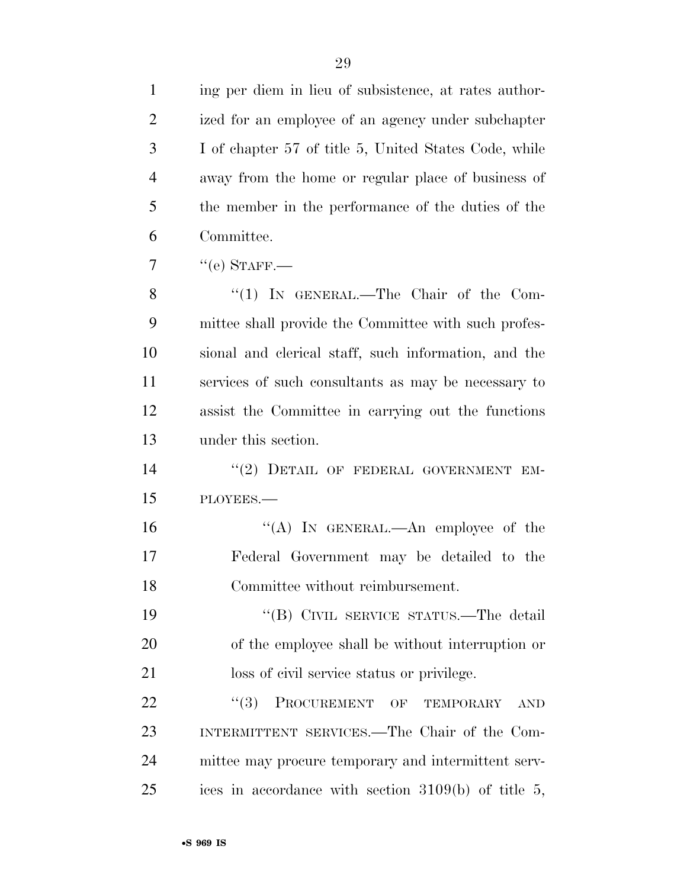ing per diem in lieu of subsistence, at rates authorized for an employee of an agency under subchapter I of chapter 57 of title 5, United States Code, while away from the home or regular place of business of the member in the performance of the duties of the Committee.

''(e) STAFF.—

''(1) IN GENERAL.—The Chair of the Committee shall provide the Committee with such professional and clerical staff, such information, and the services of such consultants as may be necessary to assist the Committee in carrying out the functions under this section.

''(2) DETAIL OF FEDERAL GOVERNMENT EMPLOYEES.—

''(A) IN GENERAL.—An employee of the Federal Government may be detailed to the Committee without reimbursement.

''(B) CIVIL SERVICE STATUS.—The detail of the employee shall be without interruption or loss of civil service status or privilege.

''(3) PROCUREMENT OF TEMPORARY AND INTERMITTENT SERVICES.—The Chair of the Committee may procure temporary and intermittent services in accordance with section 3109(b) of title 5,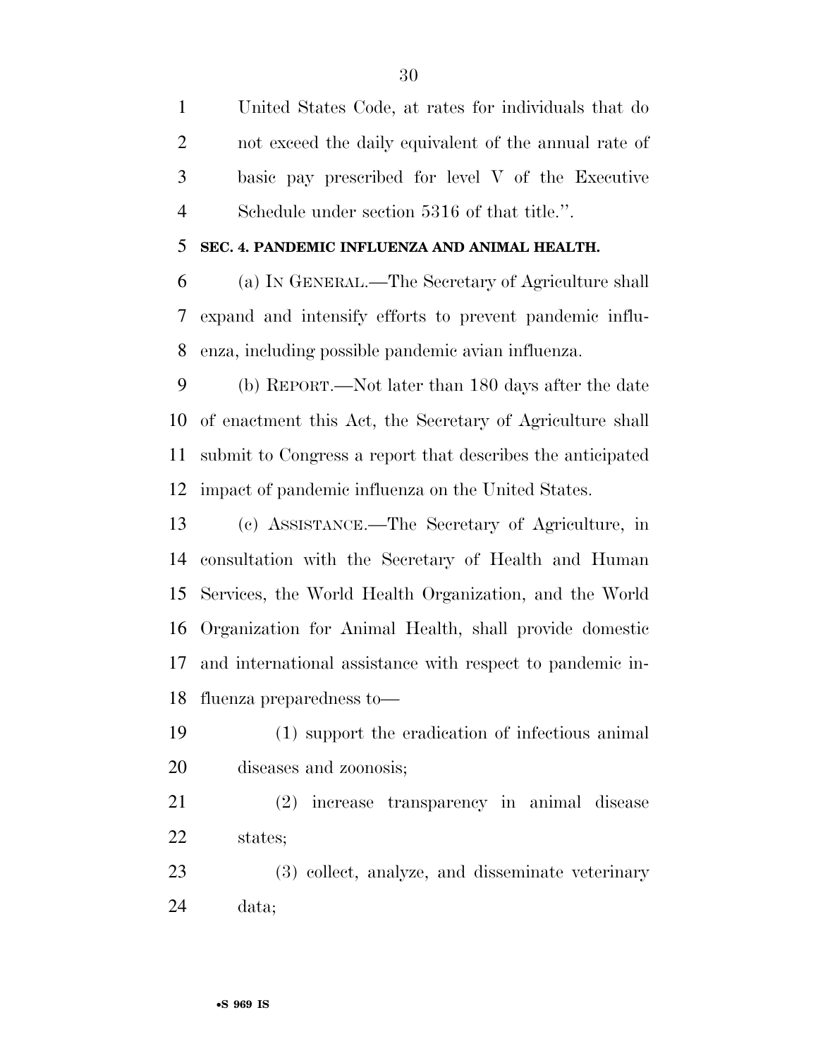United States Code, at rates for individuals that do not exceed the daily equivalent of the annual rate of basic pay prescribed for level V of the Executive Schedule under section 5316 of that title.''.

**SEC. 4. PANDEMIC INFLUENZA AND ANIMAL HEALTH.**

(a) IN GENERAL.—The Secretary of Agriculture shall expand and intensify efforts to prevent pandemic influenza, including possible pandemic avian influenza.

(b) REPORT.—Not later than 180 days after the date of enactment this Act, the Secretary of Agriculture shall submit to Congress a report that describes the anticipated impact of pandemic influenza on the United States.

(c) ASSISTANCE.—The Secretary of Agriculture, in consultation with the Secretary of Health and Human Services, the World Health Organization, and the World Organization for Animal Health, shall provide domestic and international assistance with respect to pandemic influenza preparedness to—

(1) support the eradication of infectious animal diseases and zoonosis;

(2) increase transparency in animal disease states;

(3) collect, analyze, and disseminate veterinary data;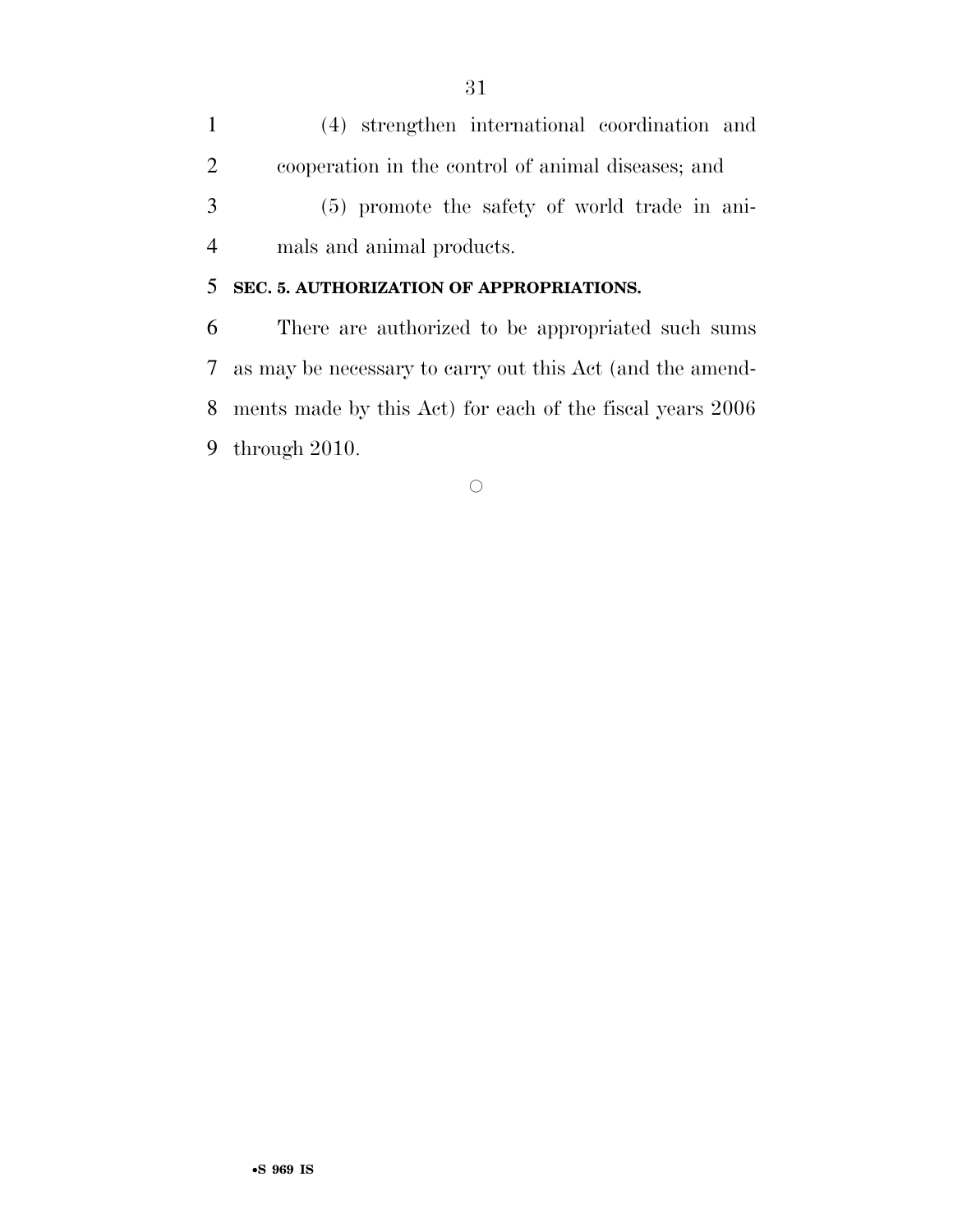(4) strengthen international coordination and cooperation in the control of animal diseases; and

(5) promote the safety of world trade in animals and animal products.

## SEC. 5. AUTHORIZATION OF APPROPRIATIONS.

There are authorized to be appropriated such sums as may be necessary to carry out this Act (and the amendments made by this Act) for each of the fiscal years 2006 through 2010.

○